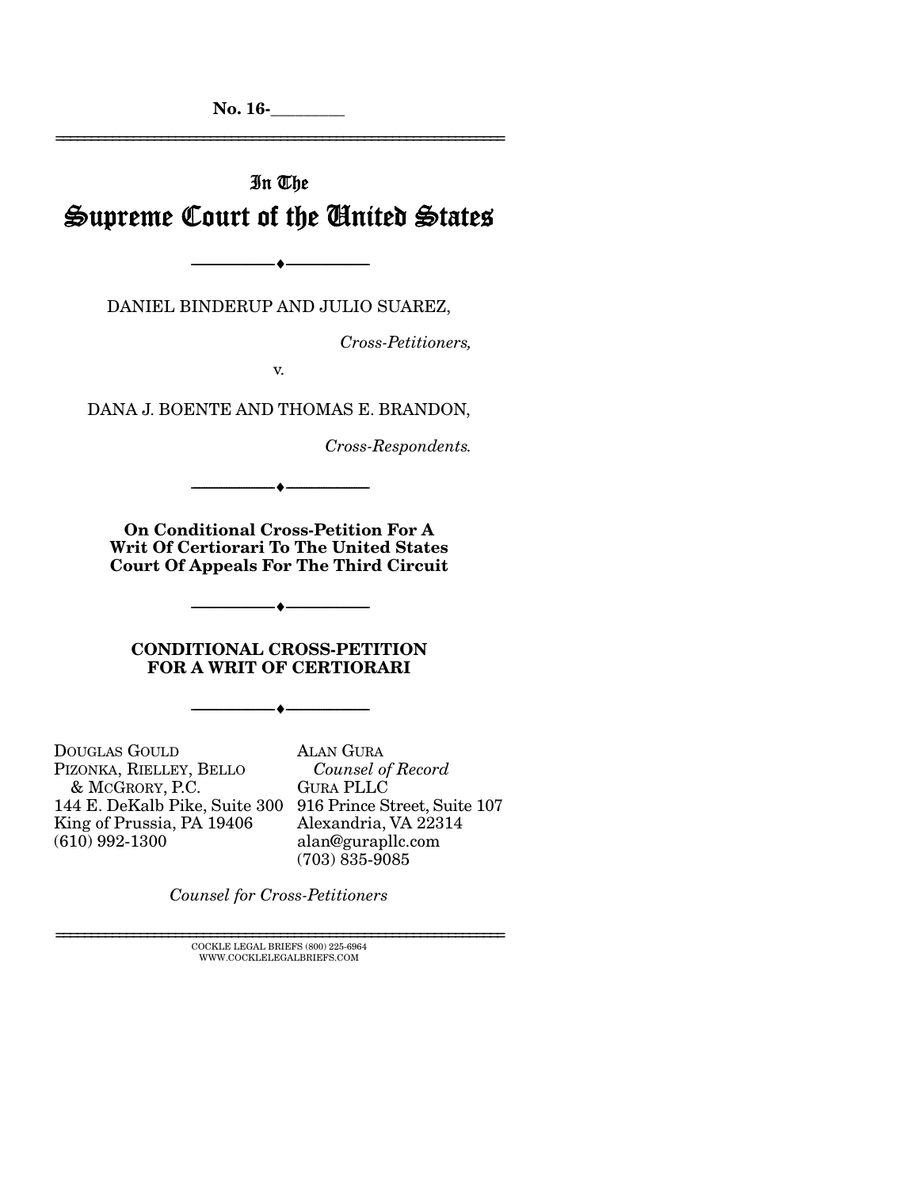No. 16-________

# In The
# Supreme Court of the United States

---

DANIEL BINDERUP AND JULIO SUAREZ,

*Cross-Petitioners,*

v.

DANA J. BOENTE AND THOMAS E. BRANDON,

*Cross-Respondents.*

---

**On Conditional Cross-Petition For A Writ Of Certiorari To The United States Court Of Appeals For The Third Circuit**

---

**CONDITIONAL CROSS-PETITION FOR A WRIT OF CERTIORARI**

---

DOUGLAS GOULD
PIZONKA, RIELLEY, BELLO & MCGRORY, P.C.
144 E. DeKalb Pike, Suite 300
King of Prussia, PA 19406
(610) 992-1300

ALAN GURA
*Counsel of Record*
GURA PLLC
916 Prince Street, Suite 107
Alexandria, VA 22314
alan@gurapllc.com
(703) 835-9085

*Counsel for Cross-Petitioners*

COCKLE LEGAL BRIEFS (800) 225-6964
WWW.COCKLELEGALBRIEFS.COM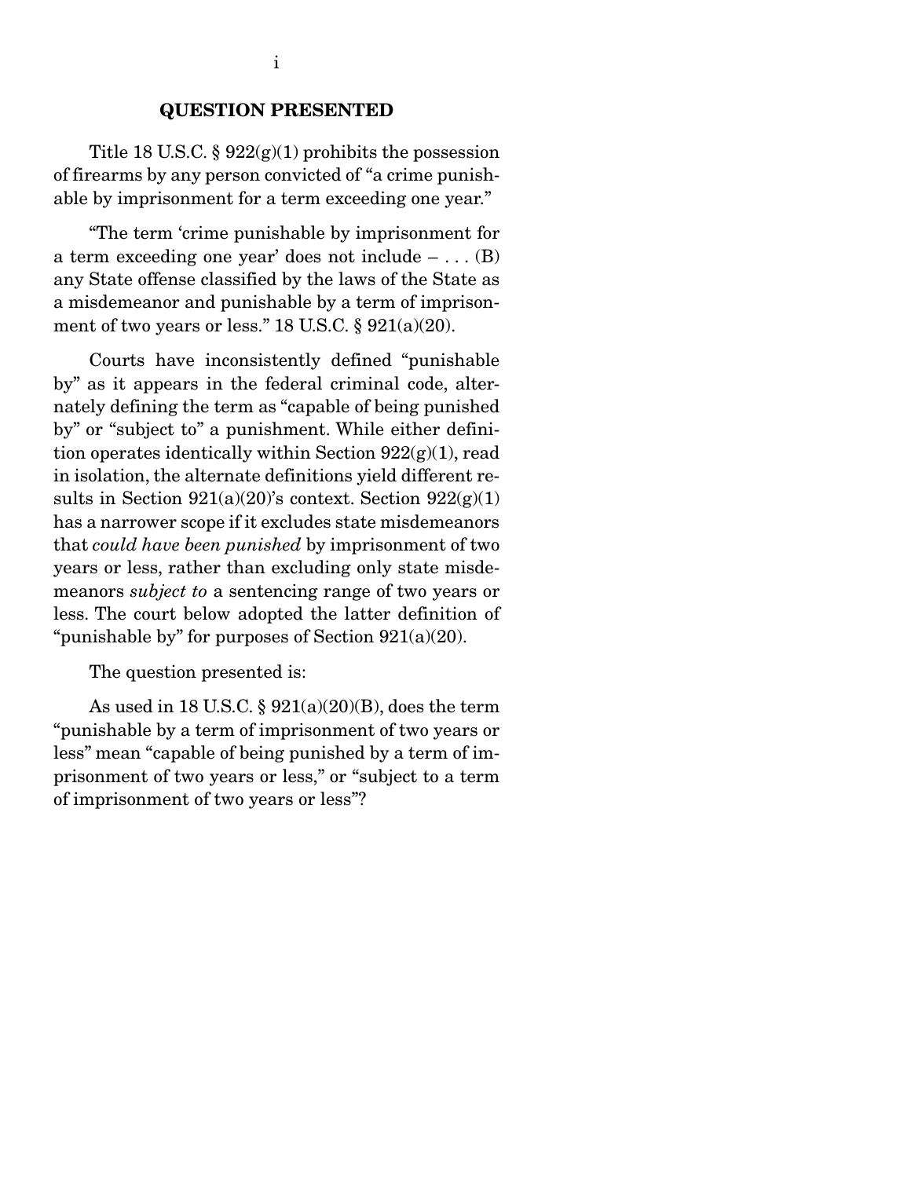## QUESTION PRESENTED

Title 18 U.S.C. § 922(g)(1) prohibits the possession of firearms by any person convicted of "a crime punishable by imprisonment for a term exceeding one year."

"The term 'crime punishable by imprisonment for a term exceeding one year' does not include – . . . (B) any State offense classified by the laws of the State as a misdemeanor and punishable by a term of imprisonment of two years or less." 18 U.S.C. § 921(a)(20).

Courts have inconsistently defined "punishable by" as it appears in the federal criminal code, alternately defining the term as "capable of being punished by" or "subject to" a punishment. While either definition operates identically within Section 922(g)(1), read in isolation, the alternate definitions yield different results in Section 921(a)(20)'s context. Section 922(g)(1) has a narrower scope if it excludes state misdemeanors that *could have been punished* by imprisonment of two years or less, rather than excluding only state misdemeanors *subject to* a sentencing range of two years or less. The court below adopted the latter definition of "punishable by" for purposes of Section 921(a)(20).

The question presented is:

As used in 18 U.S.C. § 921(a)(20)(B), does the term "punishable by a term of imprisonment of two years or less" mean "capable of being punished by a term of imprisonment of two years or less," or "subject to a term of imprisonment of two years or less"?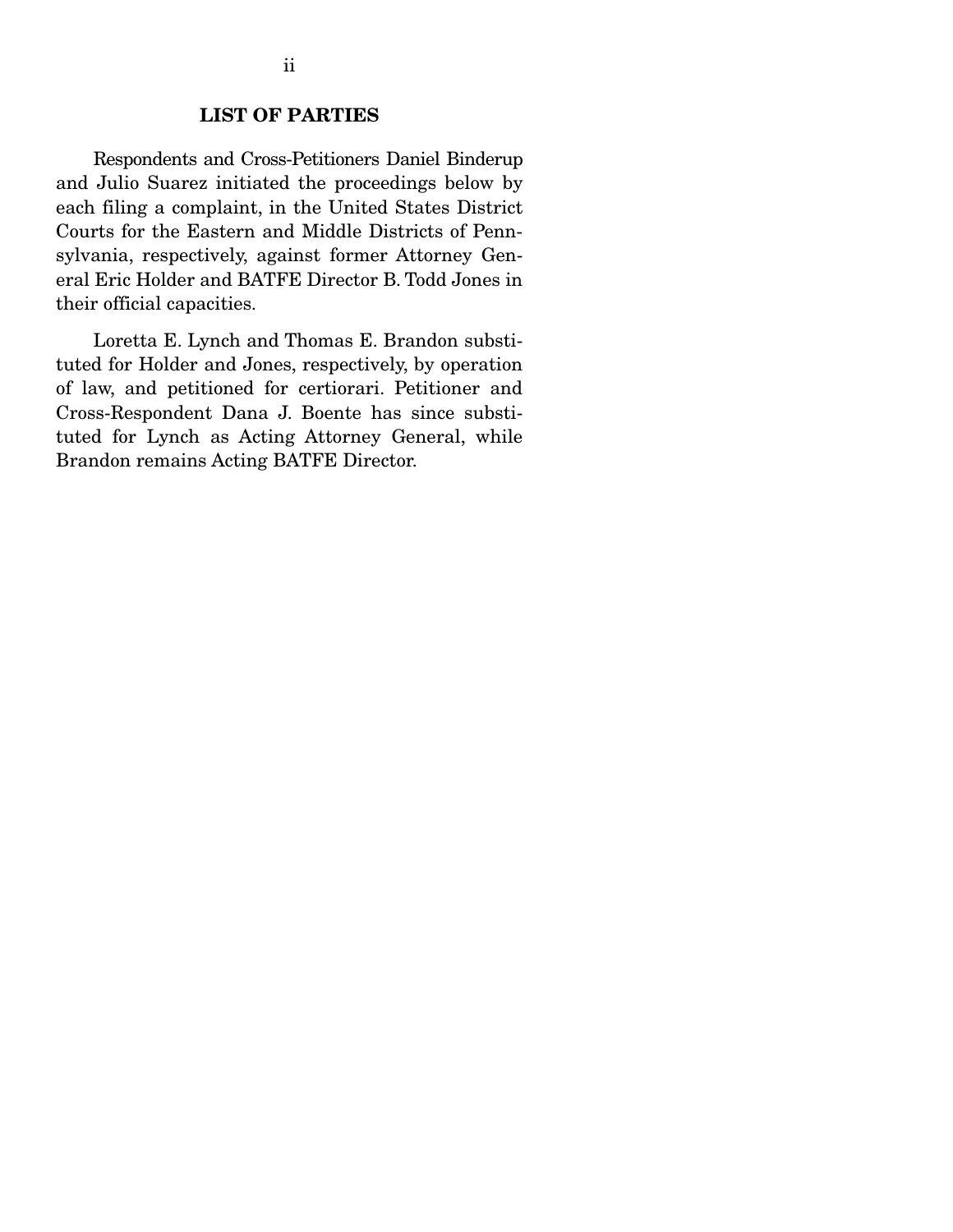## LIST OF PARTIES

Respondents and Cross-Petitioners Daniel Binderup and Julio Suarez initiated the proceedings below by each filing a complaint, in the United States District Courts for the Eastern and Middle Districts of Pennsylvania, respectively, against former Attorney General Eric Holder and BATFE Director B. Todd Jones in their official capacities.

Loretta E. Lynch and Thomas E. Brandon substituted for Holder and Jones, respectively, by operation of law, and petitioned for certiorari. Petitioner and Cross-Respondent Dana J. Boente has since substituted for Lynch as Acting Attorney General, while Brandon remains Acting BATFE Director.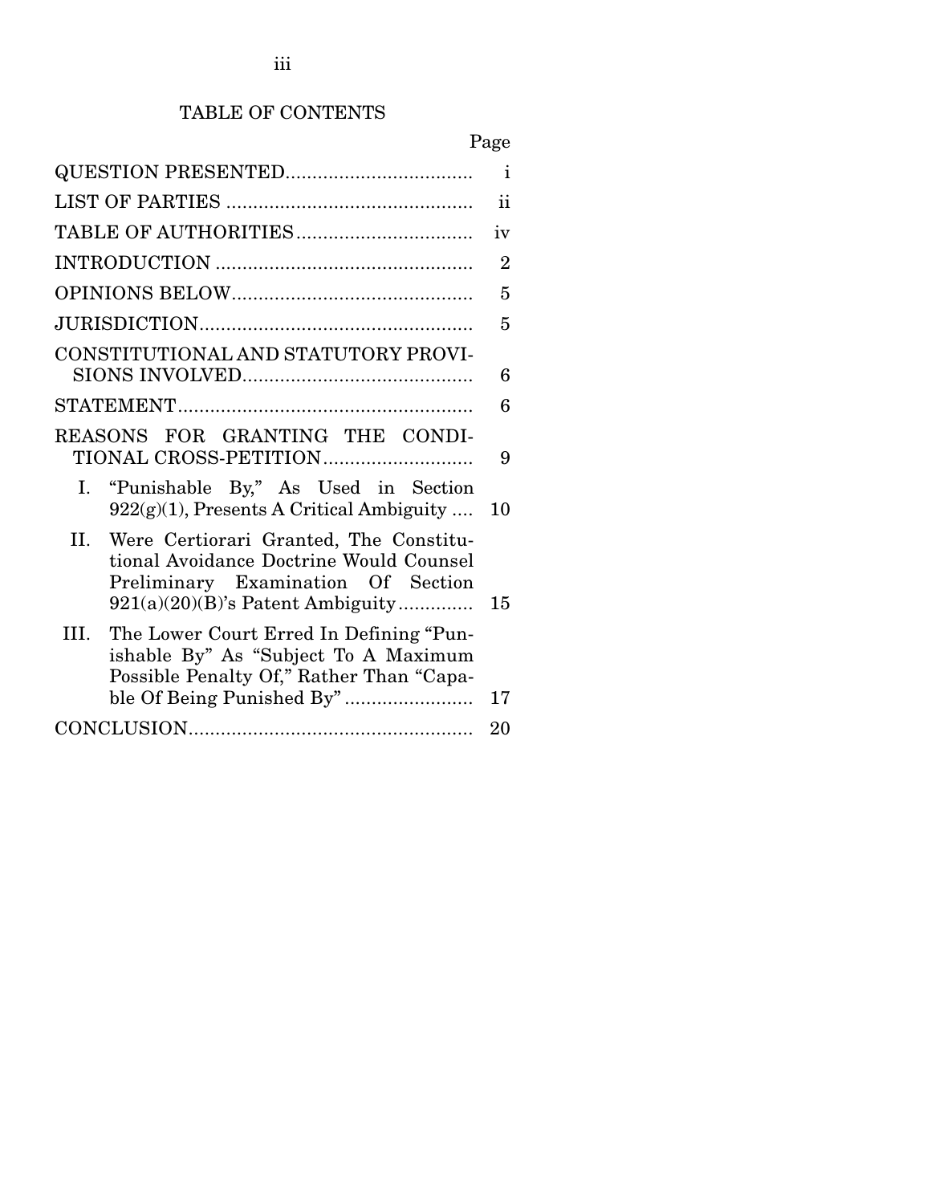# TABLE OF CONTENTS

| | Page |
|---|---|
| QUESTION PRESENTED | i |
| LIST OF PARTIES | ii |
| TABLE OF AUTHORITIES | iv |
| INTRODUCTION | 2 |
| OPINIONS BELOW | 5 |
| JURISDICTION | 5 |
| CONSTITUTIONAL AND STATUTORY PROVISIONS INVOLVED | 6 |
| STATEMENT | 6 |
| REASONS FOR GRANTING THE CONDITIONAL CROSS-PETITION | 9 |
| I. "Punishable By," As Used in Section 922(g)(1), Presents A Critical Ambiguity | 10 |
| II. Were Certiorari Granted, The Constitutional Avoidance Doctrine Would Counsel Preliminary Examination Of Section 921(a)(20)(B)'s Patent Ambiguity | 15 |
| III. The Lower Court Erred In Defining "Punishable By" As "Subject To A Maximum Possible Penalty Of," Rather Than "Capable Of Being Punished By" | 17 |
| CONCLUSION | 20 |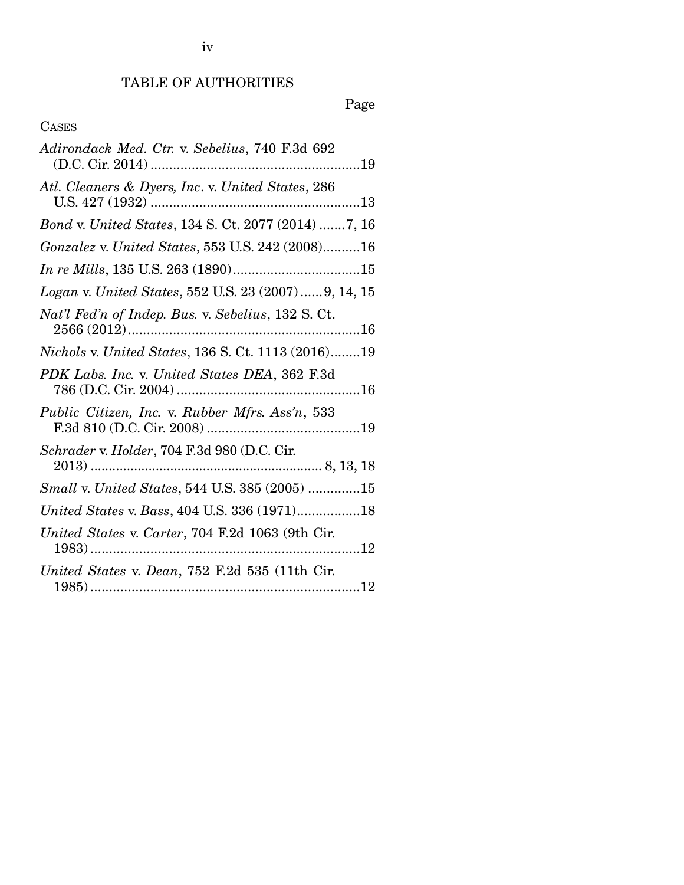# TABLE OF AUTHORITIES

Page

CASES

*Adirondack Med. Ctr.* v. *Sebelius*, 740 F.3d 692 (D.C. Cir. 2014) ........................................................19

*Atl. Cleaners & Dyers, Inc*. v. *United States*, 286 U.S. 427 (1932) ........................................................13

*Bond* v. *United States*, 134 S. Ct. 2077 (2014) .......7, 16

*Gonzalez* v. *United States*, 553 U.S. 242 (2008)..........16

*In re Mills*, 135 U.S. 263 (1890)..................................15

*Logan* v. *United States*, 552 U.S. 23 (2007)......9, 14, 15

*Nat'l Fed'n of Indep. Bus.* v. *Sebelius*, 132 S. Ct. 2566 (2012)..............................................................16

*Nichols* v. *United States*, 136 S. Ct. 1113 (2016)........19

*PDK Labs. Inc.* v. *United States DEA*, 362 F.3d 786 (D.C. Cir. 2004).................................................16

*Public Citizen, Inc.* v. *Rubber Mfrs. Ass'n*, 533 F.3d 810 (D.C. Cir. 2008) .........................................19

*Schrader* v. *Holder*, 704 F.3d 980 (D.C. Cir. 2013) .............................................................. 8, 13, 18

*Small* v. *United States*, 544 U.S. 385 (2005) ..............15

*United States* v. *Bass*, 404 U.S. 336 (1971).................18

*United States* v. *Carter*, 704 F.2d 1063 (9th Cir. 1983)........................................................................12

*United States* v. *Dean*, 752 F.2d 535 (11th Cir. 1985)........................................................................12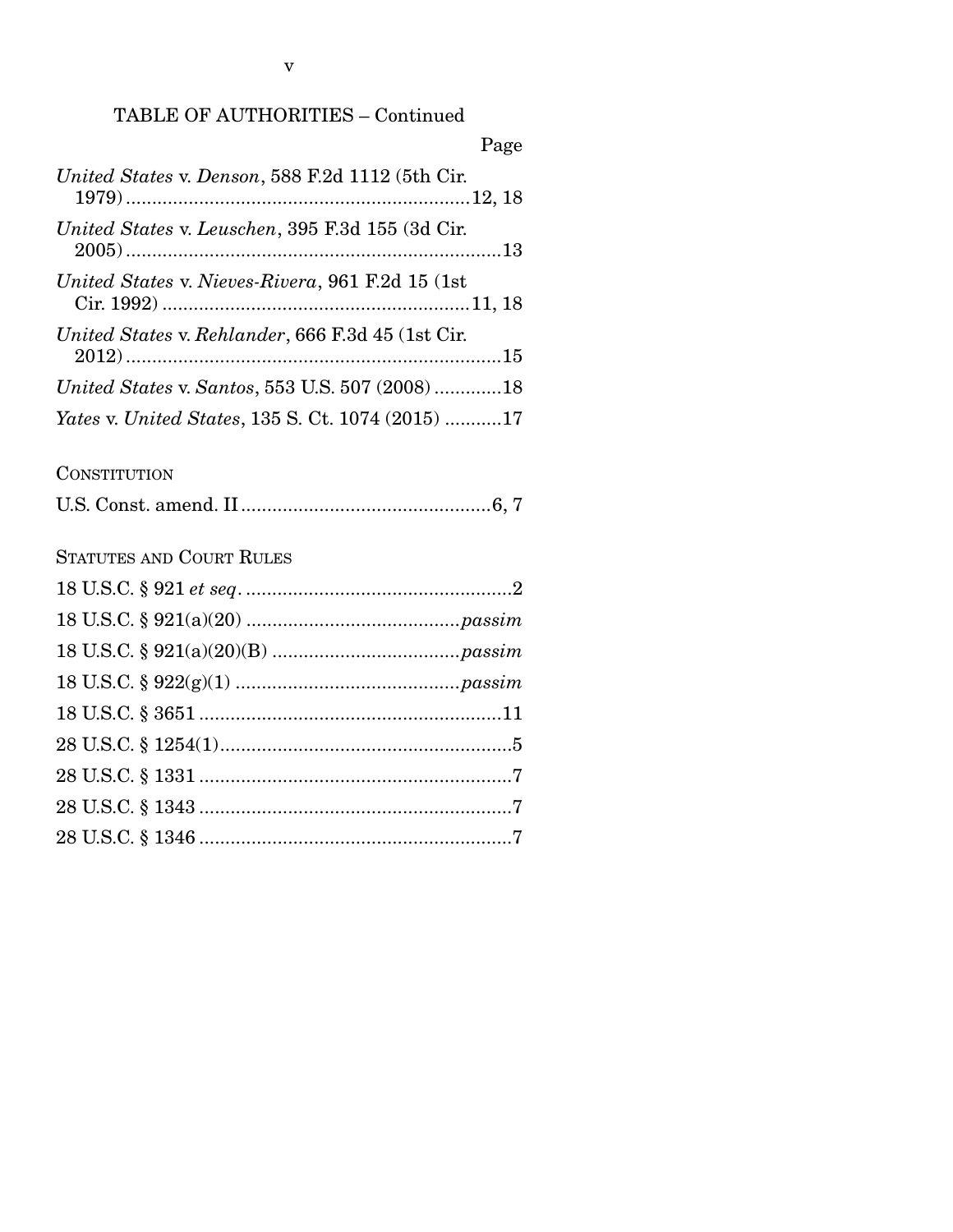TABLE OF AUTHORITIES – Continued

Page

*United States* v. *Denson*, 588 F.2d 1112 (5th Cir. 1979) ....................................................................12, 18

*United States* v. *Leuschen*, 395 F.3d 155 (3d Cir. 2005) ..........................................................................13

*United States* v. *Nieves-Rivera*, 961 F.2d 15 (1st Cir. 1992) ...........................................................11, 18

*United States* v. *Rehlander*, 666 F.3d 45 (1st Cir. 2012) ..........................................................................15

*United States* v. *Santos*, 553 U.S. 507 (2008) .............18

*Yates* v. *United States*, 135 S. Ct. 1074 (2015) ...........17

CONSTITUTION

U.S. Const. amend. II ................................................6, 7

STATUTES AND COURT RULES

18 U.S.C. § 921 *et seq*. ...................................................2

18 U.S.C. § 921(a)(20) .........................................*passim*

18 U.S.C. § 921(a)(20)(B) ....................................*passim*

18 U.S.C. § 922(g)(1) ...........................................*passim*

18 U.S.C. § 3651 ..........................................................11

28 U.S.C. § 1254(1)........................................................5

28 U.S.C. § 1331 ............................................................7

28 U.S.C. § 1343 ............................................................7

28 U.S.C. § 1346 ............................................................7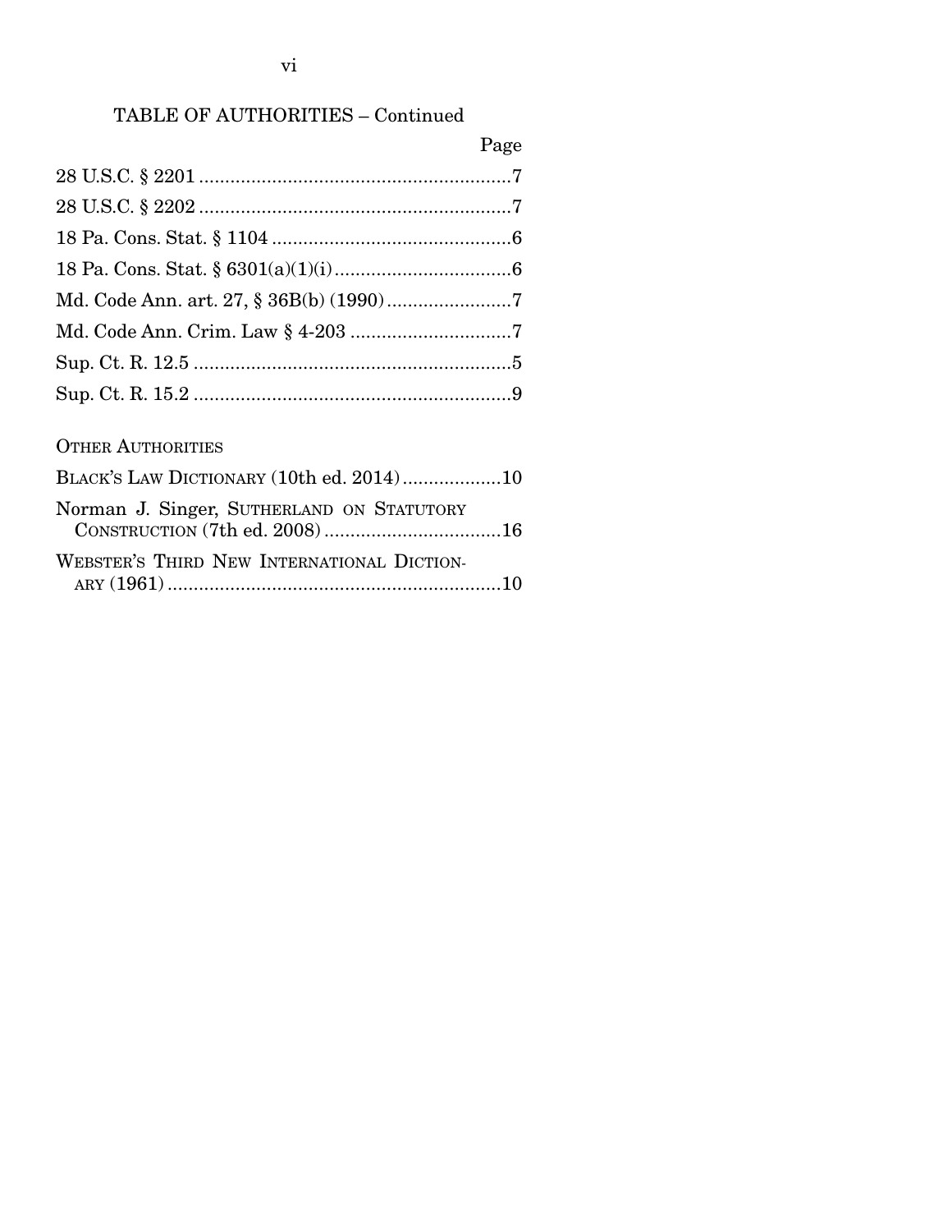TABLE OF AUTHORITIES – Continued

| | Page |
|---|---|
| 28 U.S.C. § 2201 | 7 |
| 28 U.S.C. § 2202 | 7 |
| 18 Pa. Cons. Stat. § 1104 | 6 |
| 18 Pa. Cons. Stat. § 6301(a)(1)(i) | 6 |
| Md. Code Ann. art. 27, § 36B(b) (1990) | 7 |
| Md. Code Ann. Crim. Law § 4-203 | 7 |
| Sup. Ct. R. 12.5 | 5 |
| Sup. Ct. R. 15.2 | 9 |

OTHER AUTHORITIES

| | |
|---|---|
| BLACK'S LAW DICTIONARY (10th ed. 2014) | 10 |
| Norman J. Singer, SUTHERLAND ON STATUTORY CONSTRUCTION (7th ed. 2008) | 16 |
| WEBSTER'S THIRD NEW INTERNATIONAL DICTIONARY (1961) | 10 |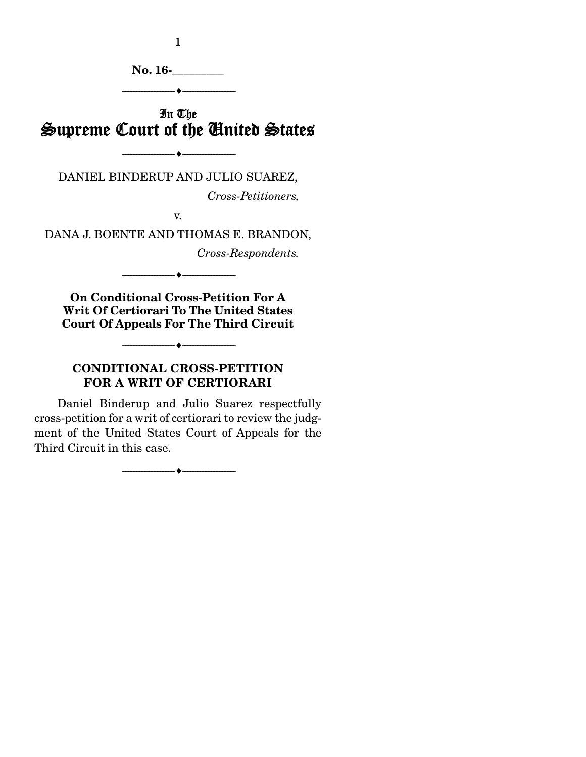**No. 16-________**

---

# In The Supreme Court of the United States

---

DANIEL BINDERUP AND JULIO SUAREZ,

*Cross-Petitioners,*

v.

DANA J. BOENTE AND THOMAS E. BRANDON,

*Cross-Respondents.*

---

**On Conditional Cross-Petition For A Writ Of Certiorari To The United States Court Of Appeals For The Third Circuit**

---

## CONDITIONAL CROSS-PETITION FOR A WRIT OF CERTIORARI

Daniel Binderup and Julio Suarez respectfully cross-petition for a writ of certiorari to review the judgment of the United States Court of Appeals for the Third Circuit in this case.

---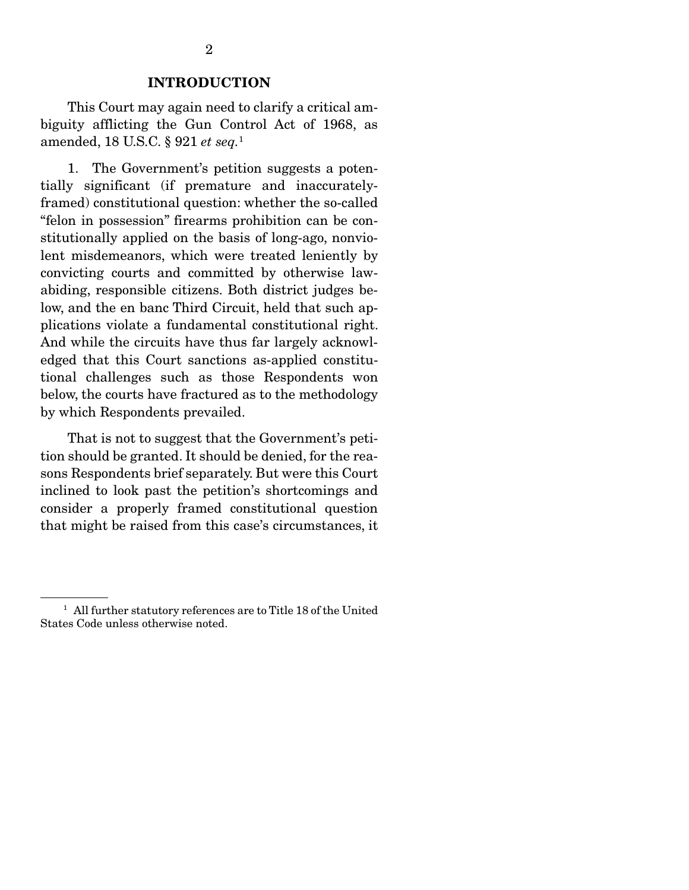## INTRODUCTION

This Court may again need to clarify a critical ambiguity afflicting the Gun Control Act of 1968, as amended, 18 U.S.C. § 921 *et seq.*[1]

1. The Government's petition suggests a potentially significant (if premature and inaccurately-framed) constitutional question: whether the so-called "felon in possession" firearms prohibition can be constitutionally applied on the basis of long-ago, nonviolent misdemeanors, which were treated leniently by convicting courts and committed by otherwise law-abiding, responsible citizens. Both district judges below, and the en banc Third Circuit, held that such applications violate a fundamental constitutional right. And while the circuits have thus far largely acknowledged that this Court sanctions as-applied constitutional challenges such as those Respondents won below, the courts have fractured as to the methodology by which Respondents prevailed.

That is not to suggest that the Government's petition should be granted. It should be denied, for the reasons Respondents brief separately. But were this Court inclined to look past the petition's shortcomings and consider a properly framed constitutional question that might be raised from this case's circumstances, it

---

[1] All further statutory references are to Title 18 of the United States Code unless otherwise noted.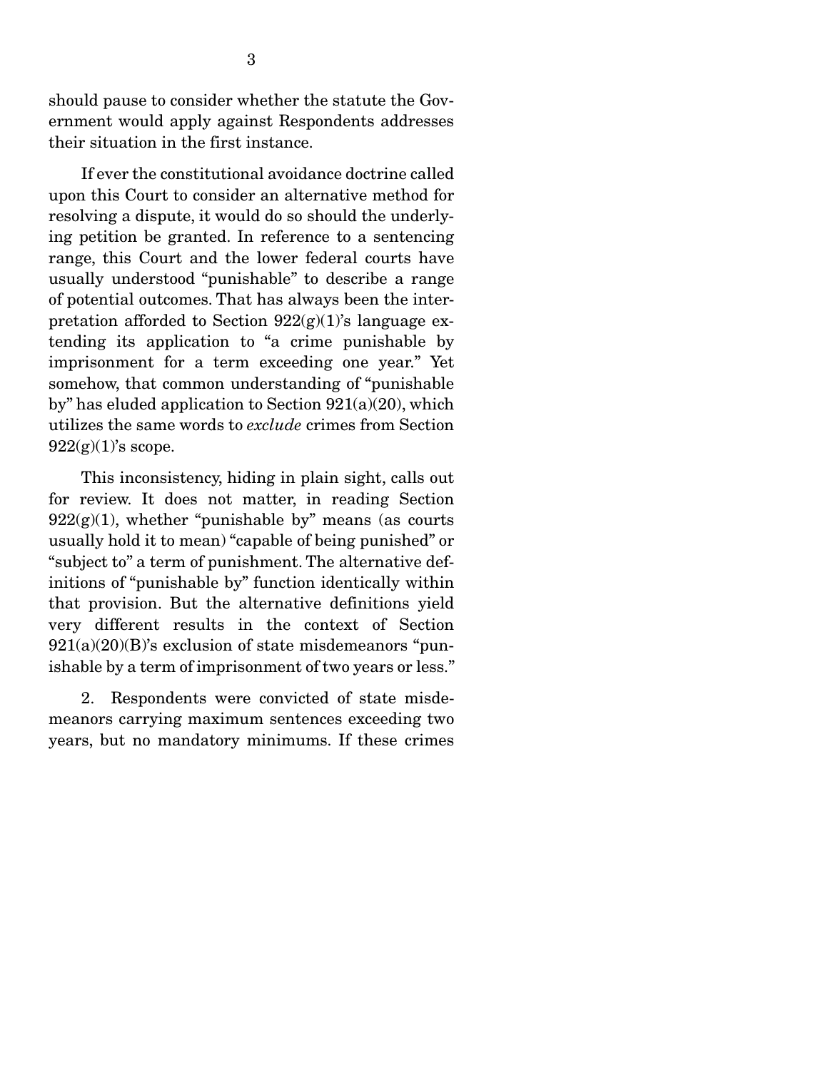should pause to consider whether the statute the Government would apply against Respondents addresses their situation in the first instance.

If ever the constitutional avoidance doctrine called upon this Court to consider an alternative method for resolving a dispute, it would do so should the underlying petition be granted. In reference to a sentencing range, this Court and the lower federal courts have usually understood "punishable" to describe a range of potential outcomes. That has always been the interpretation afforded to Section 922(g)(1)'s language extending its application to "a crime punishable by imprisonment for a term exceeding one year." Yet somehow, that common understanding of "punishable by" has eluded application to Section 921(a)(20), which utilizes the same words to *exclude* crimes from Section 922(g)(1)'s scope.

This inconsistency, hiding in plain sight, calls out for review. It does not matter, in reading Section 922(g)(1), whether "punishable by" means (as courts usually hold it to mean) "capable of being punished" or "subject to" a term of punishment. The alternative definitions of "punishable by" function identically within that provision. But the alternative definitions yield very different results in the context of Section 921(a)(20)(B)'s exclusion of state misdemeanors "punishable by a term of imprisonment of two years or less."

2. Respondents were convicted of state misdemeanors carrying maximum sentences exceeding two years, but no mandatory minimums. If these crimes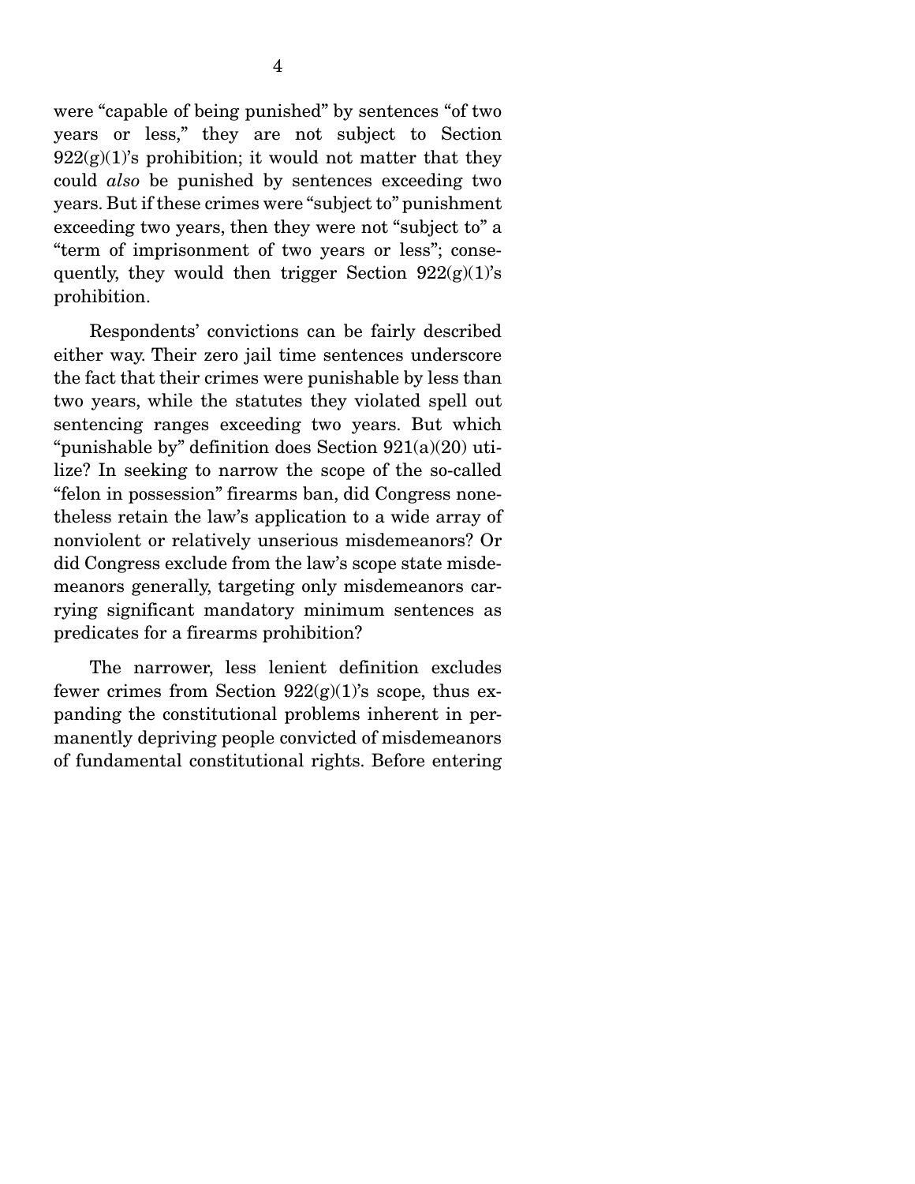were "capable of being punished" by sentences "of two years or less," they are not subject to Section 922(g)(1)'s prohibition; it would not matter that they could *also* be punished by sentences exceeding two years. But if these crimes were "subject to" punishment exceeding two years, then they were not "subject to" a "term of imprisonment of two years or less"; consequently, they would then trigger Section 922(g)(1)'s prohibition.

Respondents' convictions can be fairly described either way. Their zero jail time sentences underscore the fact that their crimes were punishable by less than two years, while the statutes they violated spell out sentencing ranges exceeding two years. But which "punishable by" definition does Section 921(a)(20) utilize? In seeking to narrow the scope of the so-called "felon in possession" firearms ban, did Congress nonetheless retain the law's application to a wide array of nonviolent or relatively unserious misdemeanors? Or did Congress exclude from the law's scope state misdemeanors generally, targeting only misdemeanors carrying significant mandatory minimum sentences as predicates for a firearms prohibition?

The narrower, less lenient definition excludes fewer crimes from Section 922(g)(1)'s scope, thus expanding the constitutional problems inherent in permanently depriving people convicted of misdemeanors of fundamental constitutional rights. Before entering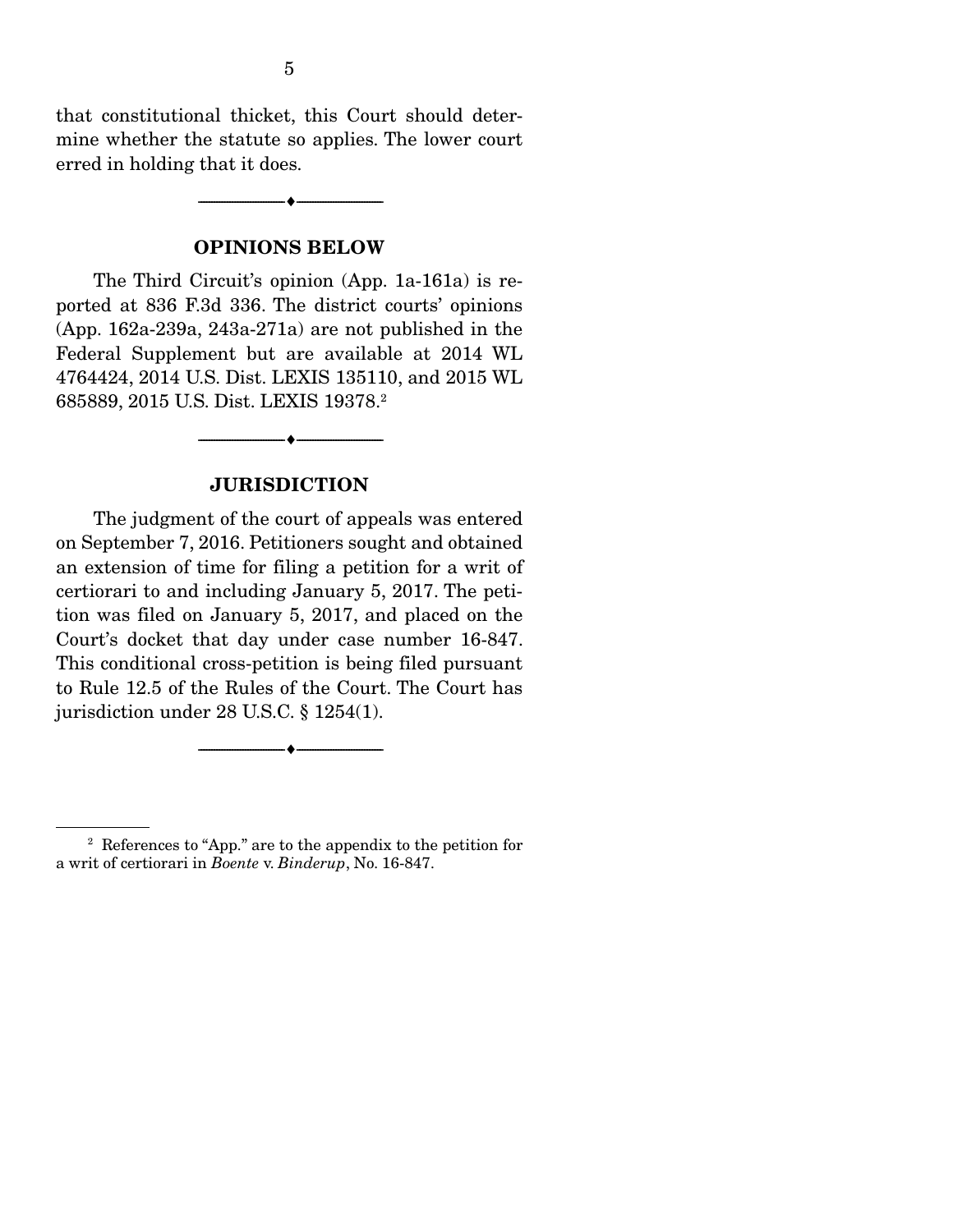that constitutional thicket, this Court should determine whether the statute so applies. The lower court erred in holding that it does.

---

## OPINIONS BELOW

The Third Circuit's opinion (App. 1a-161a) is reported at 836 F.3d 336. The district courts' opinions (App. 162a-239a, 243a-271a) are not published in the Federal Supplement but are available at 2014 WL 4764424, 2014 U.S. Dist. LEXIS 135110, and 2015 WL 685889, 2015 U.S. Dist. LEXIS 19378.[2]

---

## JURISDICTION

The judgment of the court of appeals was entered on September 7, 2016. Petitioners sought and obtained an extension of time for filing a petition for a writ of certiorari to and including January 5, 2017. The petition was filed on January 5, 2017, and placed on the Court's docket that day under case number 16-847. This conditional cross-petition is being filed pursuant to Rule 12.5 of the Rules of the Court. The Court has jurisdiction under 28 U.S.C. § 1254(1).

---

[2] References to "App." are to the appendix to the petition for a writ of certiorari in *Boente* v. *Binderup*, No. 16-847.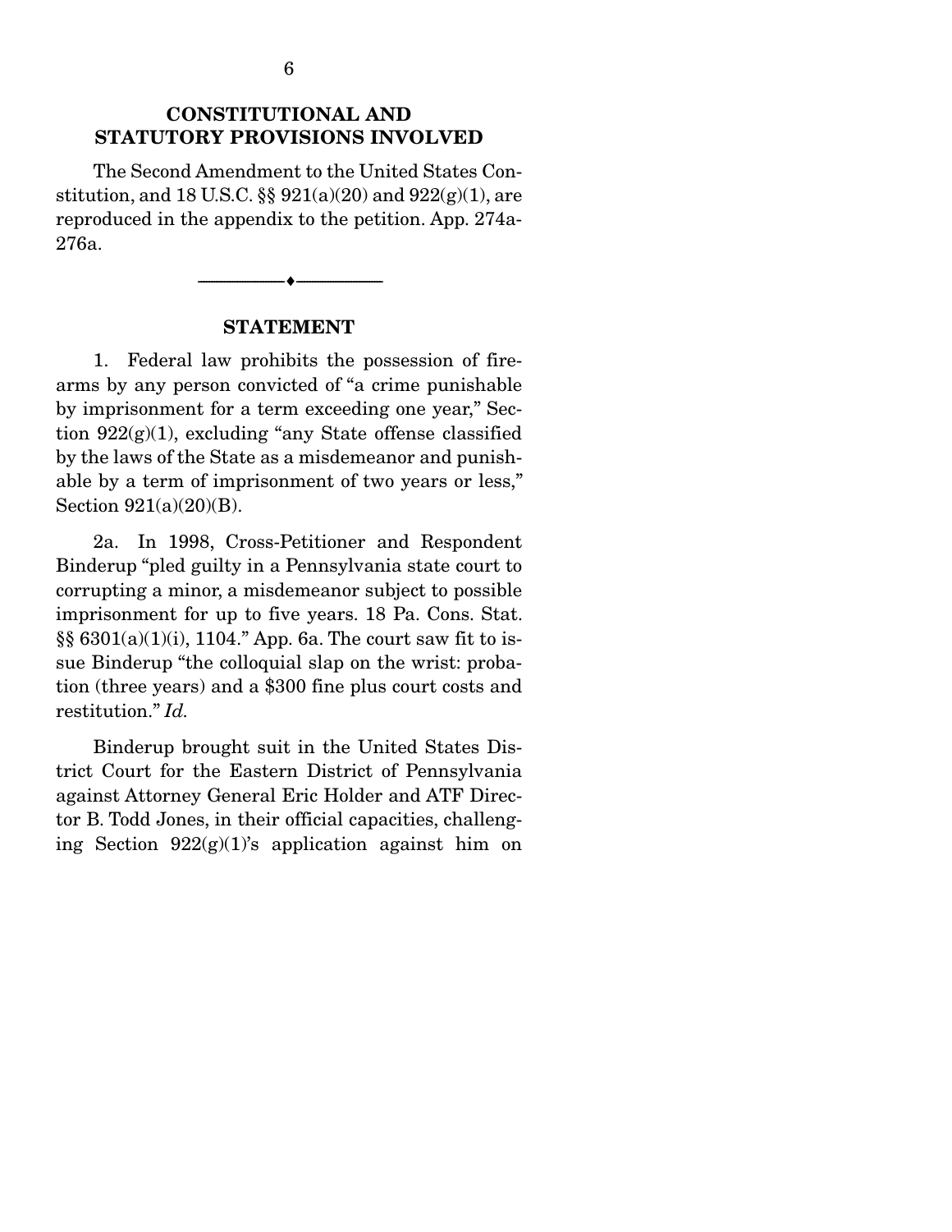## CONSTITUTIONAL AND STATUTORY PROVISIONS INVOLVED

The Second Amendment to the United States Constitution, and 18 U.S.C. §§ 921(a)(20) and 922(g)(1), are reproduced in the appendix to the petition. App. 274a-276a.

---

## STATEMENT

1. Federal law prohibits the possession of firearms by any person convicted of "a crime punishable by imprisonment for a term exceeding one year," Section 922(g)(1), excluding "any State offense classified by the laws of the State as a misdemeanor and punishable by a term of imprisonment of two years or less," Section 921(a)(20)(B).

2a. In 1998, Cross-Petitioner and Respondent Binderup "pled guilty in a Pennsylvania state court to corrupting a minor, a misdemeanor subject to possible imprisonment for up to five years. 18 Pa. Cons. Stat. §§ 6301(a)(1)(i), 1104." App. 6a. The court saw fit to issue Binderup "the colloquial slap on the wrist: probation (three years) and a $300 fine plus court costs and restitution." *Id.*

Binderup brought suit in the United States District Court for the Eastern District of Pennsylvania against Attorney General Eric Holder and ATF Director B. Todd Jones, in their official capacities, challenging Section 922(g)(1)'s application against him on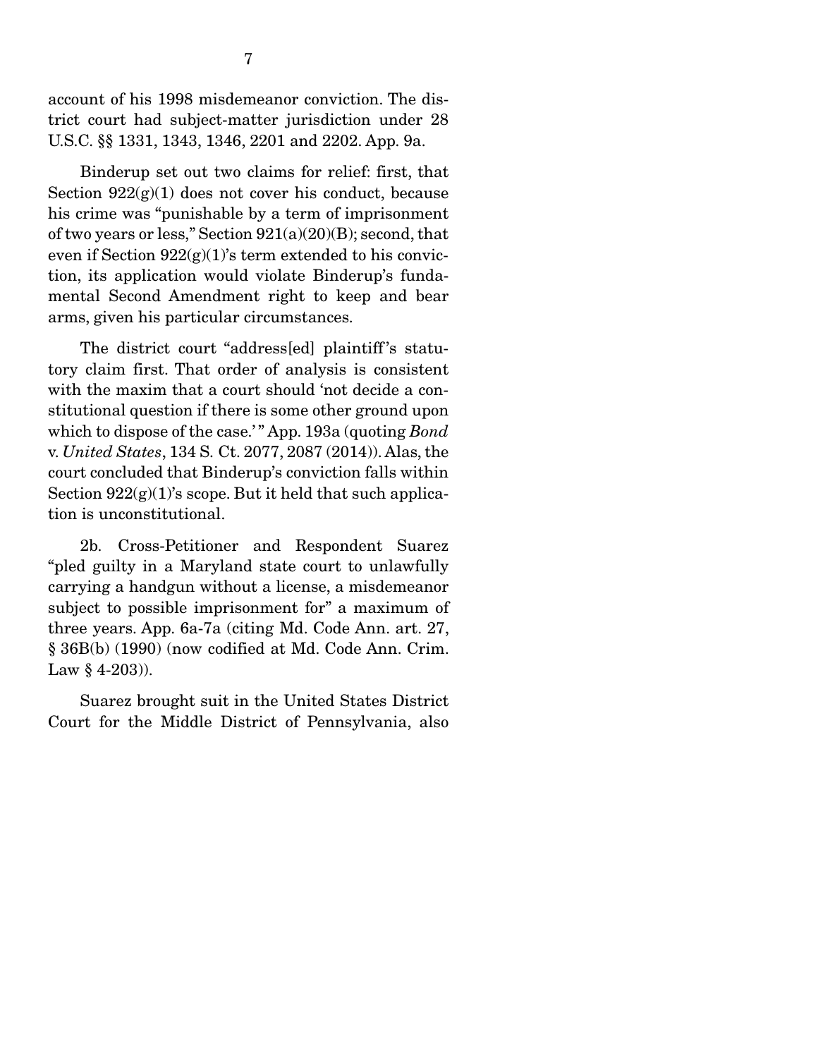account of his 1998 misdemeanor conviction. The district court had subject-matter jurisdiction under 28 U.S.C. §§ 1331, 1343, 1346, 2201 and 2202. App. 9a.

Binderup set out two claims for relief: first, that Section 922(g)(1) does not cover his conduct, because his crime was "punishable by a term of imprisonment of two years or less," Section 921(a)(20)(B); second, that even if Section 922(g)(1)'s term extended to his conviction, its application would violate Binderup's fundamental Second Amendment right to keep and bear arms, given his particular circumstances.

The district court "address[ed] plaintiff's statutory claim first. That order of analysis is consistent with the maxim that a court should 'not decide a constitutional question if there is some other ground upon which to dispose of the case.'" App. 193a (quoting *Bond* v. *United States*, 134 S. Ct. 2077, 2087 (2014)). Alas, the court concluded that Binderup's conviction falls within Section 922(g)(1)'s scope. But it held that such application is unconstitutional.

2b. Cross-Petitioner and Respondent Suarez "pled guilty in a Maryland state court to unlawfully carrying a handgun without a license, a misdemeanor subject to possible imprisonment for" a maximum of three years. App. 6a-7a (citing Md. Code Ann. art. 27, § 36B(b) (1990) (now codified at Md. Code Ann. Crim. Law § 4-203)).

Suarez brought suit in the United States District Court for the Middle District of Pennsylvania, also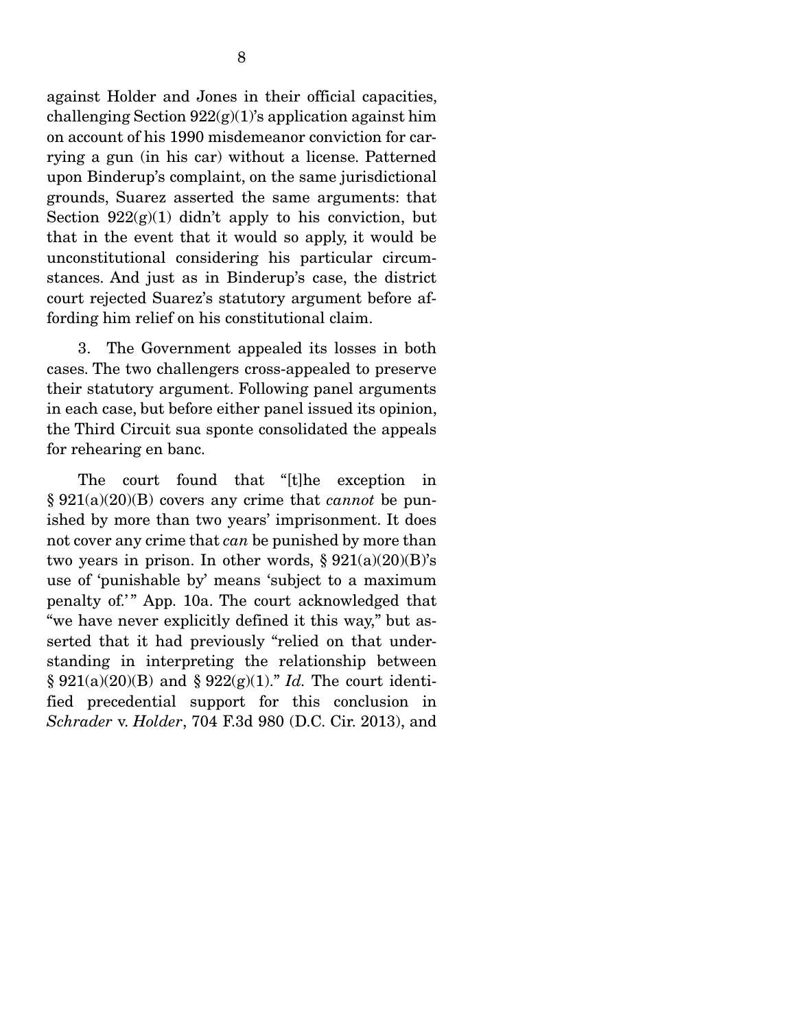against Holder and Jones in their official capacities, challenging Section 922(g)(1)'s application against him on account of his 1990 misdemeanor conviction for carrying a gun (in his car) without a license. Patterned upon Binderup's complaint, on the same jurisdictional grounds, Suarez asserted the same arguments: that Section 922(g)(1) didn't apply to his conviction, but that in the event that it would so apply, it would be unconstitutional considering his particular circumstances. And just as in Binderup's case, the district court rejected Suarez's statutory argument before affording him relief on his constitutional claim.

3. The Government appealed its losses in both cases. The two challengers cross-appealed to preserve their statutory argument. Following panel arguments in each case, but before either panel issued its opinion, the Third Circuit sua sponte consolidated the appeals for rehearing en banc.

The court found that "[t]he exception in § 921(a)(20)(B) covers any crime that *cannot* be punished by more than two years' imprisonment. It does not cover any crime that *can* be punished by more than two years in prison. In other words, § 921(a)(20)(B)'s use of 'punishable by' means 'subject to a maximum penalty of.'" App. 10a. The court acknowledged that "we have never explicitly defined it this way," but asserted that it had previously "relied on that understanding in interpreting the relationship between § 921(a)(20)(B) and § 922(g)(1)." *Id.* The court identified precedential support for this conclusion in *Schrader* v. *Holder*, 704 F.3d 980 (D.C. Cir. 2013), and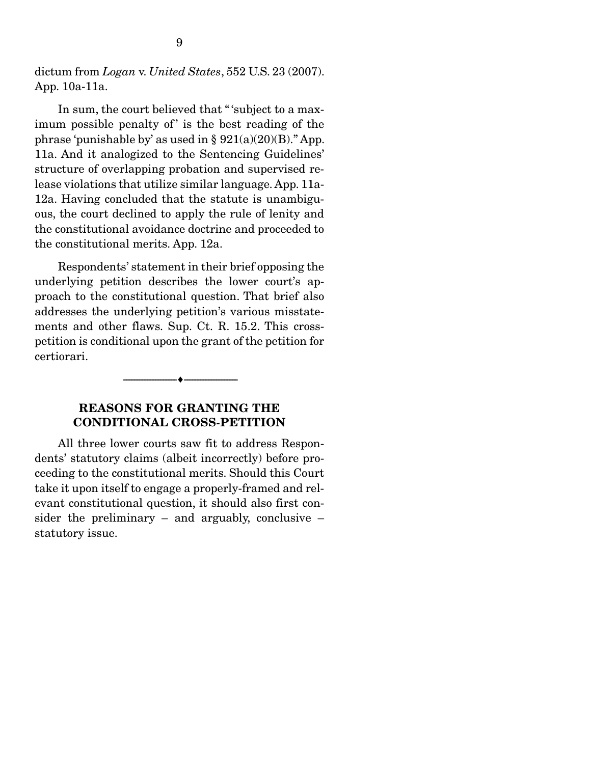dictum from *Logan* v. *United States*, 552 U.S. 23 (2007). App. 10a-11a.

In sum, the court believed that " 'subject to a maximum possible penalty of' is the best reading of the phrase 'punishable by' as used in § 921(a)(20)(B)." App. 11a. And it analogized to the Sentencing Guidelines' structure of overlapping probation and supervised release violations that utilize similar language. App. 11a-12a. Having concluded that the statute is unambiguous, the court declined to apply the rule of lenity and the constitutional avoidance doctrine and proceeded to the constitutional merits. App. 12a.

Respondents' statement in their brief opposing the underlying petition describes the lower court's approach to the constitutional question. That brief also addresses the underlying petition's various misstatements and other flaws. Sup. Ct. R. 15.2. This cross-petition is conditional upon the grant of the petition for certiorari.

---

## REASONS FOR GRANTING THE CONDITIONAL CROSS-PETITION

All three lower courts saw fit to address Respondents' statutory claims (albeit incorrectly) before proceeding to the constitutional merits. Should this Court take it upon itself to engage a properly-framed and relevant constitutional question, it should also first consider the preliminary – and arguably, conclusive – statutory issue.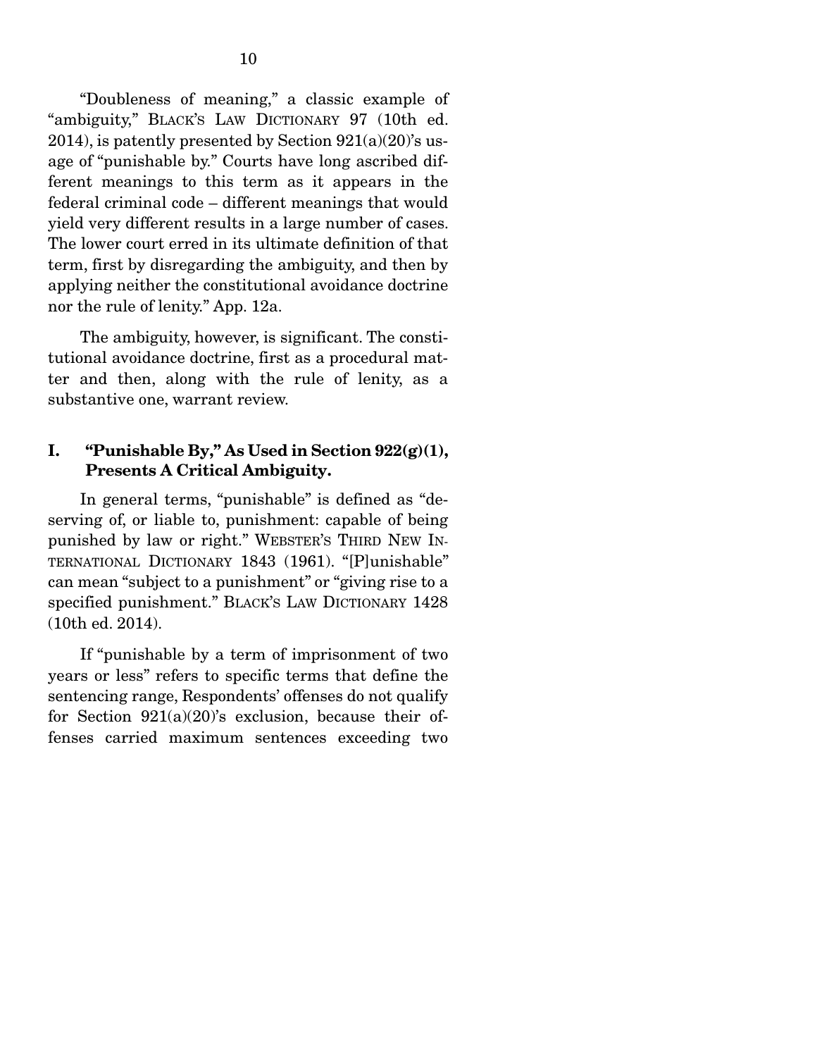"Doubleness of meaning," a classic example of "ambiguity," BLACK'S LAW DICTIONARY 97 (10th ed. 2014), is patently presented by Section 921(a)(20)'s usage of "punishable by." Courts have long ascribed different meanings to this term as it appears in the federal criminal code – different meanings that would yield very different results in a large number of cases. The lower court erred in its ultimate definition of that term, first by disregarding the ambiguity, and then by applying neither the constitutional avoidance doctrine nor the rule of lenity." App. 12a.

The ambiguity, however, is significant. The constitutional avoidance doctrine, first as a procedural matter and then, along with the rule of lenity, as a substantive one, warrant review.

## I. "Punishable By," As Used in Section 922(g)(1), Presents A Critical Ambiguity.

In general terms, "punishable" is defined as "deserving of, or liable to, punishment: capable of being punished by law or right." WEBSTER'S THIRD NEW INTERNATIONAL DICTIONARY 1843 (1961). "[P]unishable" can mean "subject to a punishment" or "giving rise to a specified punishment." BLACK'S LAW DICTIONARY 1428 (10th ed. 2014).

If "punishable by a term of imprisonment of two years or less" refers to specific terms that define the sentencing range, Respondents' offenses do not qualify for Section 921(a)(20)'s exclusion, because their offenses carried maximum sentences exceeding two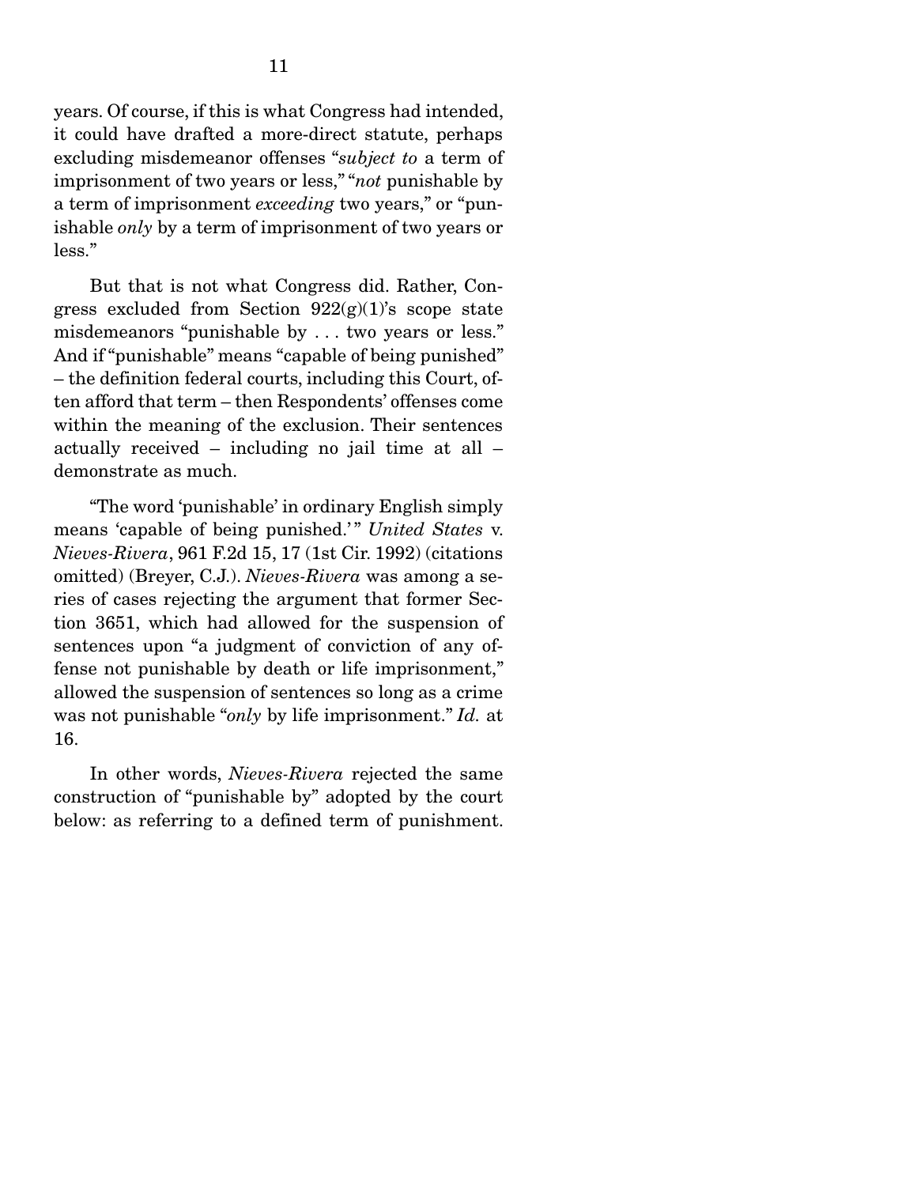years. Of course, if this is what Congress had intended, it could have drafted a more-direct statute, perhaps excluding misdemeanor offenses "*subject to* a term of imprisonment of two years or less," "*not* punishable by a term of imprisonment *exceeding* two years," or "punishable *only* by a term of imprisonment of two years or less."

But that is not what Congress did. Rather, Congress excluded from Section 922(g)(1)'s scope state misdemeanors "punishable by . . . two years or less." And if "punishable" means "capable of being punished" – the definition federal courts, including this Court, often afford that term – then Respondents' offenses come within the meaning of the exclusion. Their sentences actually received – including no jail time at all – demonstrate as much.

"The word 'punishable' in ordinary English simply means 'capable of being punished.'" *United States* v. *Nieves-Rivera*, 961 F.2d 15, 17 (1st Cir. 1992) (citations omitted) (Breyer, C.J.). *Nieves-Rivera* was among a series of cases rejecting the argument that former Section 3651, which had allowed for the suspension of sentences upon "a judgment of conviction of any offense not punishable by death or life imprisonment," allowed the suspension of sentences so long as a crime was not punishable "*only* by life imprisonment." *Id.* at 16.

In other words, *Nieves-Rivera* rejected the same construction of "punishable by" adopted by the court below: as referring to a defined term of punishment.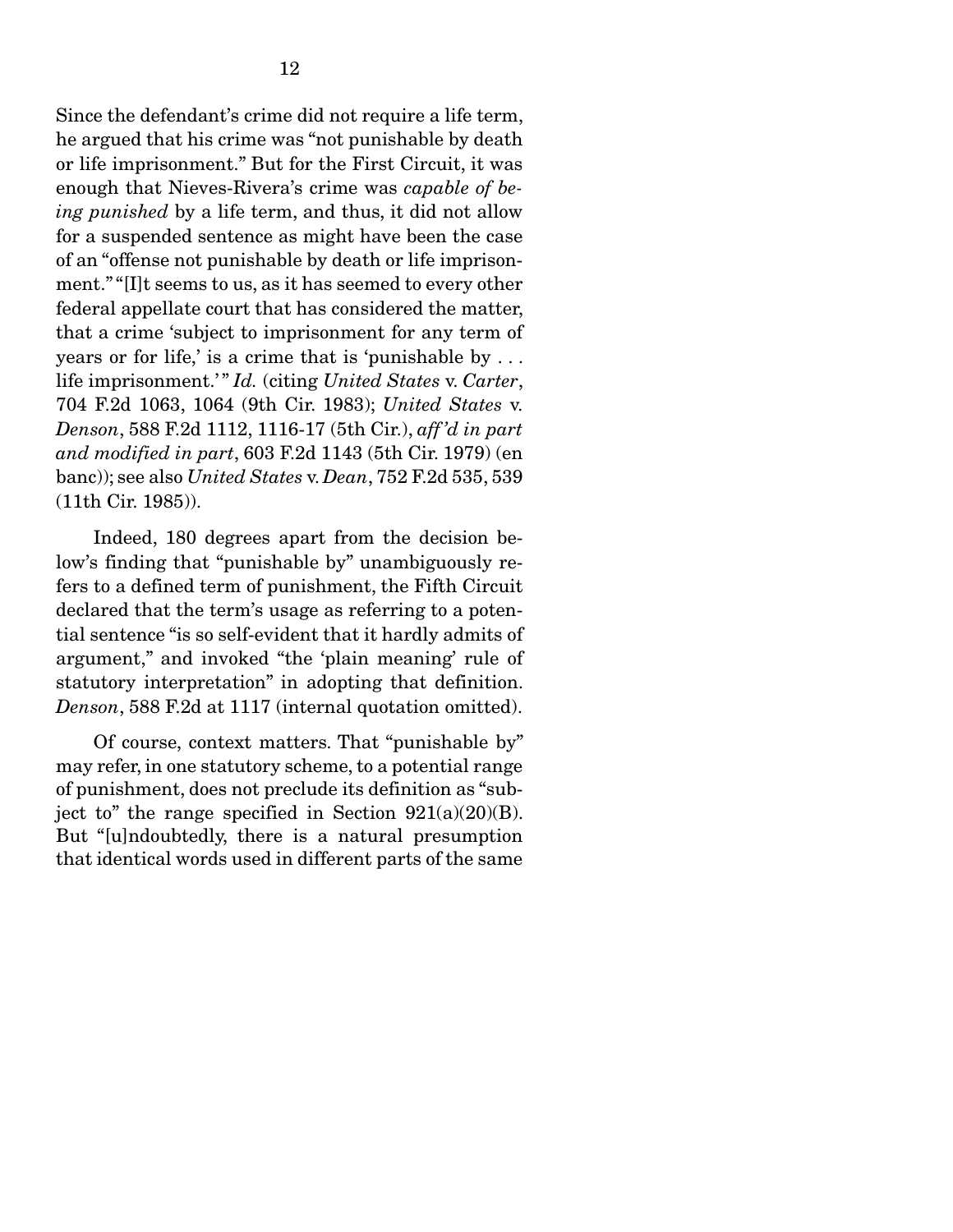Since the defendant's crime did not require a life term, he argued that his crime was "not punishable by death or life imprisonment." But for the First Circuit, it was enough that Nieves-Rivera's crime was *capable of being punished* by a life term, and thus, it did not allow for a suspended sentence as might have been the case of an "offense not punishable by death or life imprisonment." "[I]t seems to us, as it has seemed to every other federal appellate court that has considered the matter, that a crime 'subject to imprisonment for any term of years or for life,' is a crime that is 'punishable by . . . life imprisonment.'" *Id.* (citing *United States* v. *Carter*, 704 F.2d 1063, 1064 (9th Cir. 1983); *United States* v. *Denson*, 588 F.2d 1112, 1116-17 (5th Cir.), *aff'd in part and modified in part*, 603 F.2d 1143 (5th Cir. 1979) (en banc)); see also *United States* v. *Dean*, 752 F.2d 535, 539 (11th Cir. 1985)).

Indeed, 180 degrees apart from the decision below's finding that "punishable by" unambiguously refers to a defined term of punishment, the Fifth Circuit declared that the term's usage as referring to a potential sentence "is so self-evident that it hardly admits of argument," and invoked "the 'plain meaning' rule of statutory interpretation" in adopting that definition. *Denson*, 588 F.2d at 1117 (internal quotation omitted).

Of course, context matters. That "punishable by" may refer, in one statutory scheme, to a potential range of punishment, does not preclude its definition as "subject to" the range specified in Section 921(a)(20)(B). But "[u]ndoubtedly, there is a natural presumption that identical words used in different parts of the same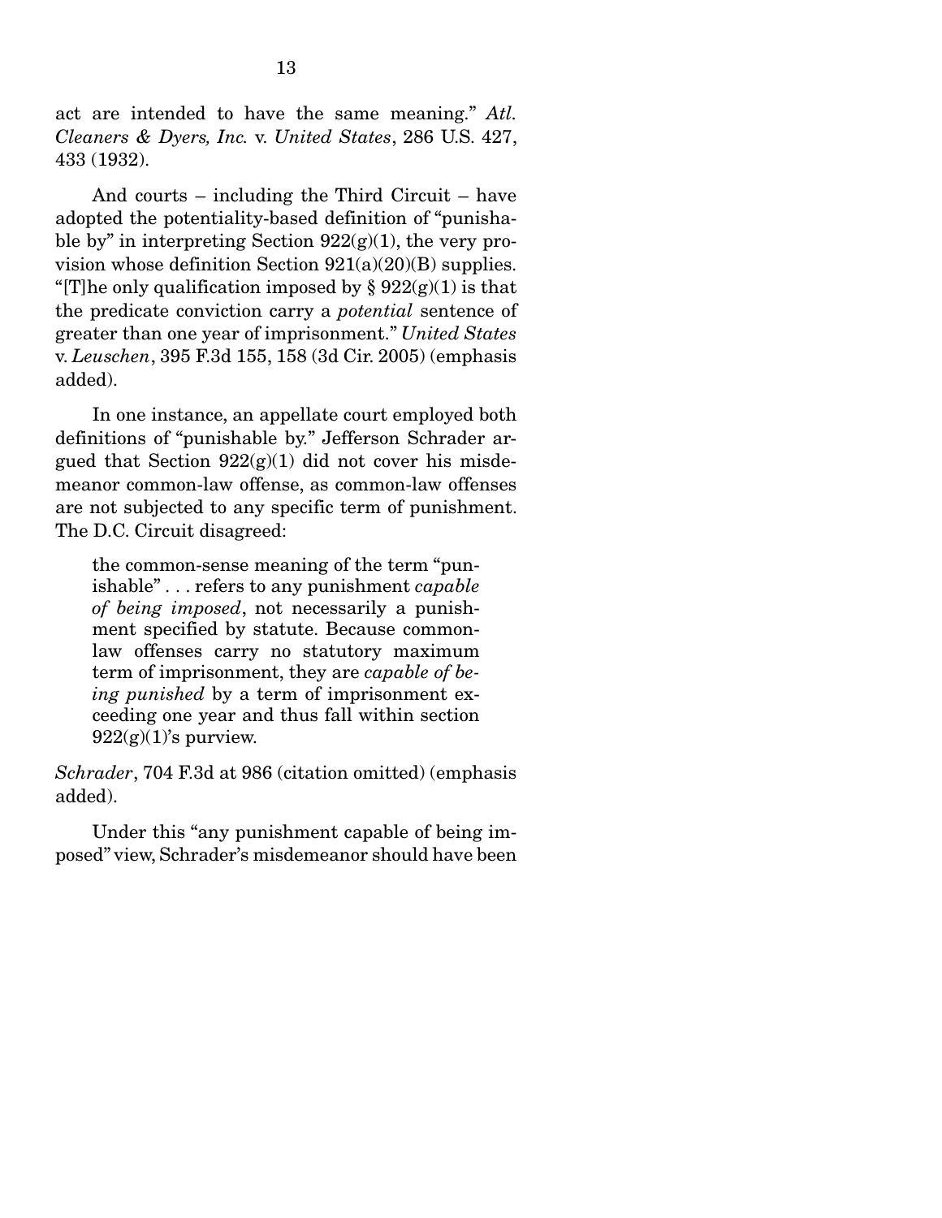act are intended to have the same meaning." *Atl. Cleaners & Dyers, Inc.* v. *United States*, 286 U.S. 427, 433 (1932).

And courts – including the Third Circuit – have adopted the potentiality-based definition of "punishable by" in interpreting Section 922(g)(1), the very provision whose definition Section 921(a)(20)(B) supplies. "[T]he only qualification imposed by § 922(g)(1) is that the predicate conviction carry a *potential* sentence of greater than one year of imprisonment." *United States* v. *Leuschen*, 395 F.3d 155, 158 (3d Cir. 2005) (emphasis added).

In one instance, an appellate court employed both definitions of "punishable by." Jefferson Schrader argued that Section 922(g)(1) did not cover his misdemeanor common-law offense, as common-law offenses are not subjected to any specific term of punishment. The D.C. Circuit disagreed:

> the common-sense meaning of the term "punishable" . . . refers to any punishment *capable of being imposed*, not necessarily a punishment specified by statute. Because common-law offenses carry no statutory maximum term of imprisonment, they are *capable of being punished* by a term of imprisonment exceeding one year and thus fall within section 922(g)(1)'s purview.

*Schrader*, 704 F.3d at 986 (citation omitted) (emphasis added).

Under this "any punishment capable of being imposed" view, Schrader's misdemeanor should have been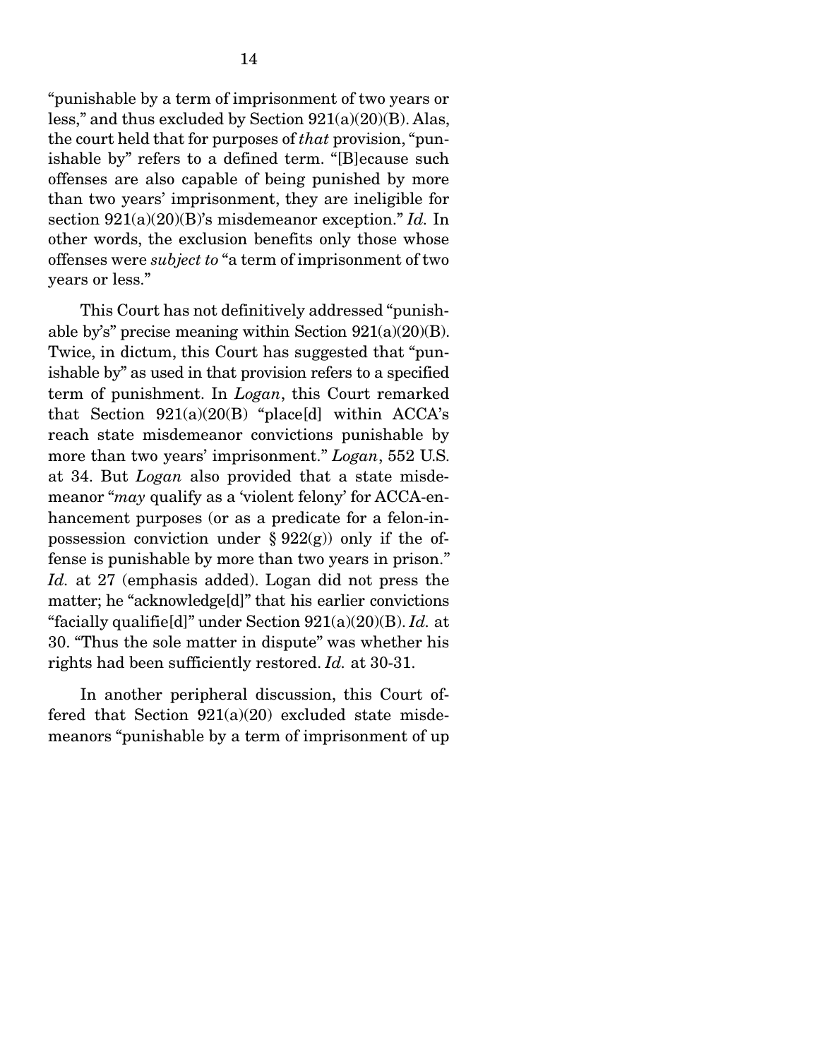"punishable by a term of imprisonment of two years or less," and thus excluded by Section 921(a)(20)(B). Alas, the court held that for purposes of *that* provision, "punishable by" refers to a defined term. "[B]ecause such offenses are also capable of being punished by more than two years' imprisonment, they are ineligible for section 921(a)(20)(B)'s misdemeanor exception." *Id.* In other words, the exclusion benefits only those whose offenses were *subject to* "a term of imprisonment of two years or less."

This Court has not definitively addressed "punishable by's" precise meaning within Section 921(a)(20)(B). Twice, in dictum, this Court has suggested that "punishable by" as used in that provision refers to a specified term of punishment. In *Logan*, this Court remarked that Section 921(a)(20(B) "place[d] within ACCA's reach state misdemeanor convictions punishable by more than two years' imprisonment." *Logan*, 552 U.S. at 34. But *Logan* also provided that a state misdemeanor "*may* qualify as a 'violent felony' for ACCA-enhancement purposes (or as a predicate for a felon-in-possession conviction under § 922(g)) only if the offense is punishable by more than two years in prison." *Id.* at 27 (emphasis added). Logan did not press the matter; he "acknowledge[d]" that his earlier convictions "facially qualifie[d]" under Section 921(a)(20)(B). *Id.* at 30. "Thus the sole matter in dispute" was whether his rights had been sufficiently restored. *Id.* at 30-31.

In another peripheral discussion, this Court offered that Section 921(a)(20) excluded state misdemeanors "punishable by a term of imprisonment of up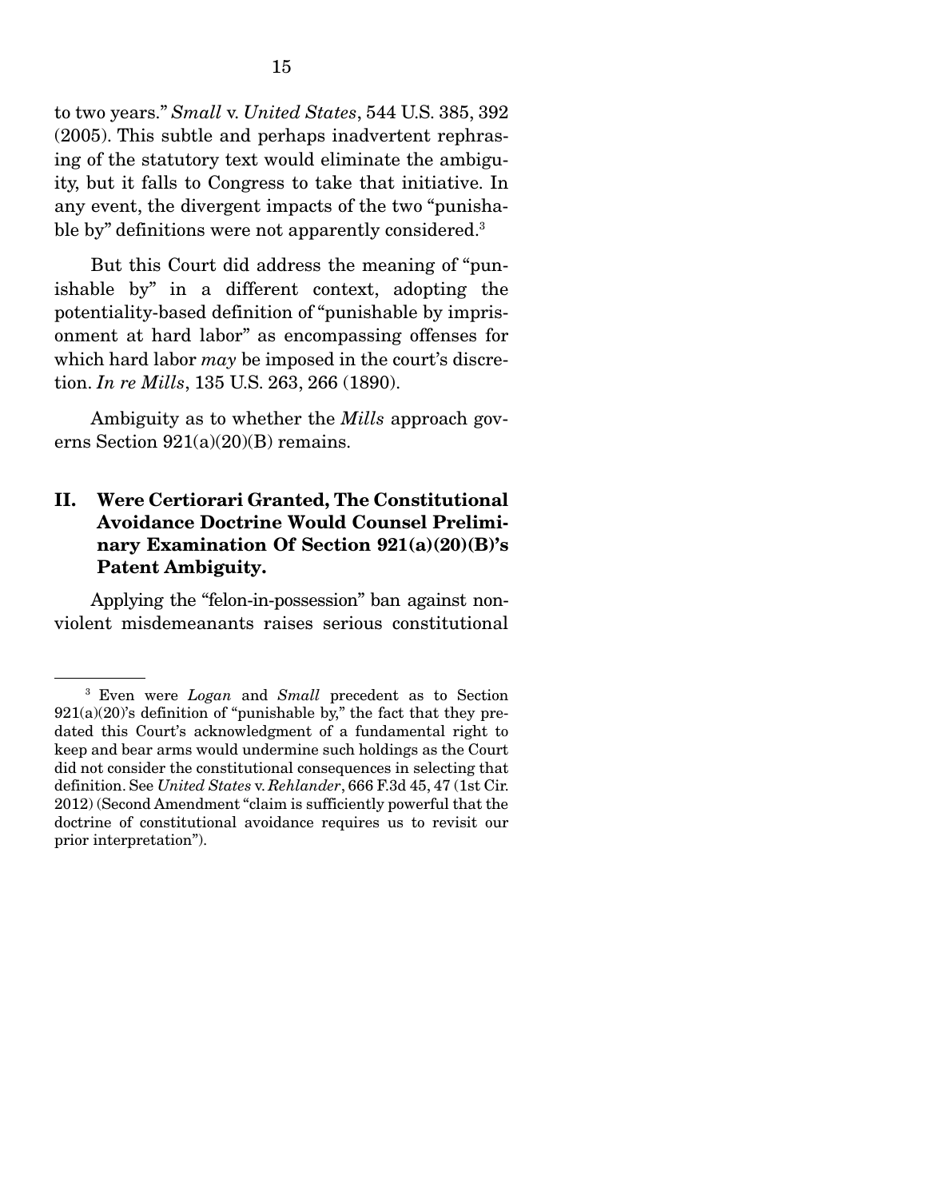to two years." *Small* v. *United States*, 544 U.S. 385, 392 (2005). This subtle and perhaps inadvertent rephrasing of the statutory text would eliminate the ambiguity, but it falls to Congress to take that initiative. In any event, the divergent impacts of the two "punishable by" definitions were not apparently considered.[3]

But this Court did address the meaning of "punishable by" in a different context, adopting the potentiality-based definition of "punishable by imprisonment at hard labor" as encompassing offenses for which hard labor *may* be imposed in the court's discretion. *In re Mills*, 135 U.S. 263, 266 (1890).

Ambiguity as to whether the *Mills* approach governs Section 921(a)(20)(B) remains.

## II. Were Certiorari Granted, The Constitutional Avoidance Doctrine Would Counsel Preliminary Examination Of Section 921(a)(20)(B)'s Patent Ambiguity.

Applying the "felon-in-possession" ban against nonviolent misdemeanants raises serious constitutional

---

[3] Even were *Logan* and *Small* precedent as to Section 921(a)(20)'s definition of "punishable by," the fact that they predated this Court's acknowledgment of a fundamental right to keep and bear arms would undermine such holdings as the Court did not consider the constitutional consequences in selecting that definition. See *United States* v. *Rehlander*, 666 F.3d 45, 47 (1st Cir. 2012) (Second Amendment "claim is sufficiently powerful that the doctrine of constitutional avoidance requires us to revisit our prior interpretation").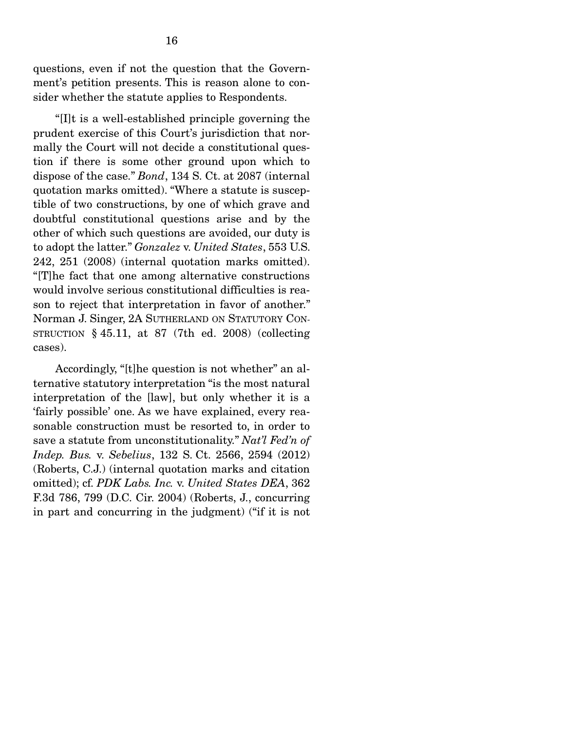questions, even if not the question that the Government's petition presents. This is reason alone to consider whether the statute applies to Respondents.

"[I]t is a well-established principle governing the prudent exercise of this Court's jurisdiction that normally the Court will not decide a constitutional question if there is some other ground upon which to dispose of the case." *Bond*, 134 S. Ct. at 2087 (internal quotation marks omitted). "Where a statute is susceptible of two constructions, by one of which grave and doubtful constitutional questions arise and by the other of which such questions are avoided, our duty is to adopt the latter." *Gonzalez* v. *United States*, 553 U.S. 242, 251 (2008) (internal quotation marks omitted). "[T]he fact that one among alternative constructions would involve serious constitutional difficulties is reason to reject that interpretation in favor of another." Norman J. Singer, 2A SUTHERLAND ON STATUTORY CONSTRUCTION § 45.11, at 87 (7th ed. 2008) (collecting cases).

Accordingly, "[t]he question is not whether" an alternative statutory interpretation "is the most natural interpretation of the [law], but only whether it is a 'fairly possible' one. As we have explained, every reasonable construction must be resorted to, in order to save a statute from unconstitutionality." *Nat'l Fed'n of Indep. Bus.* v. *Sebelius*, 132 S. Ct. 2566, 2594 (2012) (Roberts, C.J.) (internal quotation marks and citation omitted); cf. *PDK Labs. Inc.* v. *United States DEA*, 362 F.3d 786, 799 (D.C. Cir. 2004) (Roberts, J., concurring in part and concurring in the judgment) ("if it is not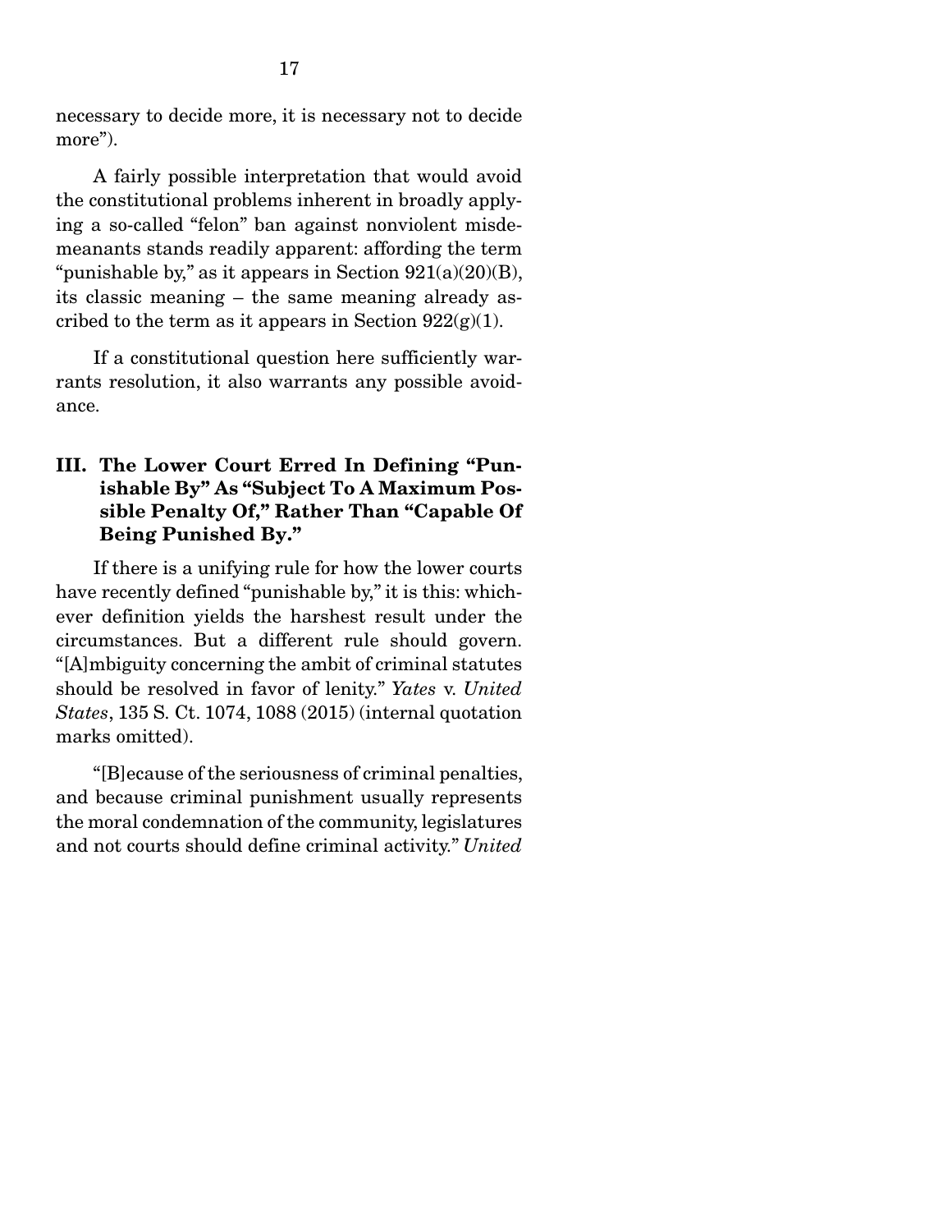necessary to decide more, it is necessary not to decide more").

A fairly possible interpretation that would avoid the constitutional problems inherent in broadly applying a so-called "felon" ban against nonviolent misdemeanants stands readily apparent: affording the term "punishable by," as it appears in Section 921(a)(20)(B), its classic meaning – the same meaning already ascribed to the term as it appears in Section 922(g)(1).

If a constitutional question here sufficiently warrants resolution, it also warrants any possible avoidance.

## III. The Lower Court Erred In Defining "Punishable By" As "Subject To A Maximum Possible Penalty Of," Rather Than "Capable Of Being Punished By."

If there is a unifying rule for how the lower courts have recently defined "punishable by," it is this: whichever definition yields the harshest result under the circumstances. But a different rule should govern. "[A]mbiguity concerning the ambit of criminal statutes should be resolved in favor of lenity." *Yates* v. *United States*, 135 S. Ct. 1074, 1088 (2015) (internal quotation marks omitted).

"[B]ecause of the seriousness of criminal penalties, and because criminal punishment usually represents the moral condemnation of the community, legislatures and not courts should define criminal activity." *United*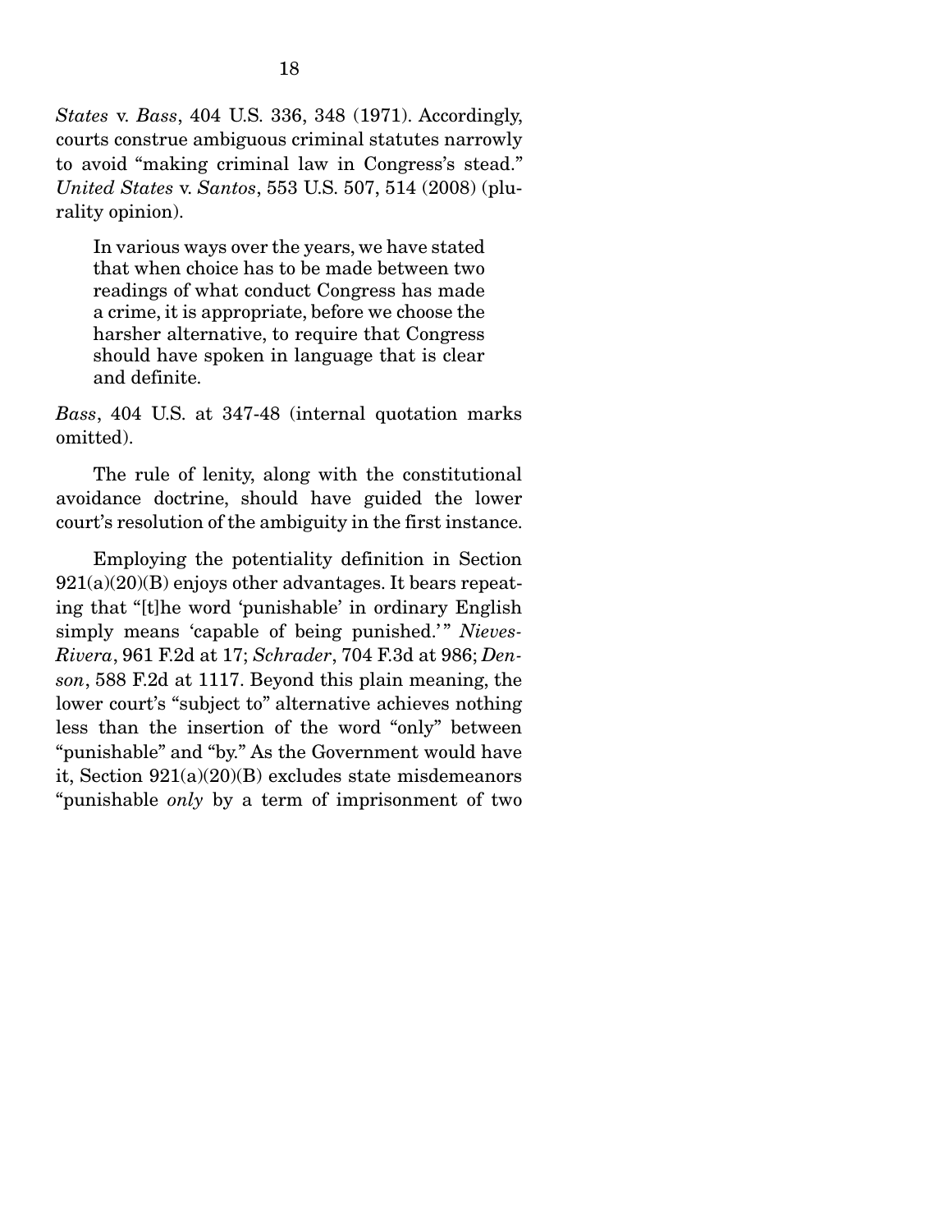*States* v. *Bass*, 404 U.S. 336, 348 (1971). Accordingly, courts construe ambiguous criminal statutes narrowly to avoid "making criminal law in Congress's stead." *United States* v. *Santos*, 553 U.S. 507, 514 (2008) (plurality opinion).

> In various ways over the years, we have stated that when choice has to be made between two readings of what conduct Congress has made a crime, it is appropriate, before we choose the harsher alternative, to require that Congress should have spoken in language that is clear and definite.

*Bass*, 404 U.S. at 347-48 (internal quotation marks omitted).

The rule of lenity, along with the constitutional avoidance doctrine, should have guided the lower court's resolution of the ambiguity in the first instance.

Employing the potentiality definition in Section 921(a)(20)(B) enjoys other advantages. It bears repeating that "[t]he word 'punishable' in ordinary English simply means 'capable of being punished.'" *Nieves-Rivera*, 961 F.2d at 17; *Schrader*, 704 F.3d at 986; *Denson*, 588 F.2d at 1117. Beyond this plain meaning, the lower court's "subject to" alternative achieves nothing less than the insertion of the word "only" between "punishable" and "by." As the Government would have it, Section 921(a)(20)(B) excludes state misdemeanors "punishable *only* by a term of imprisonment of two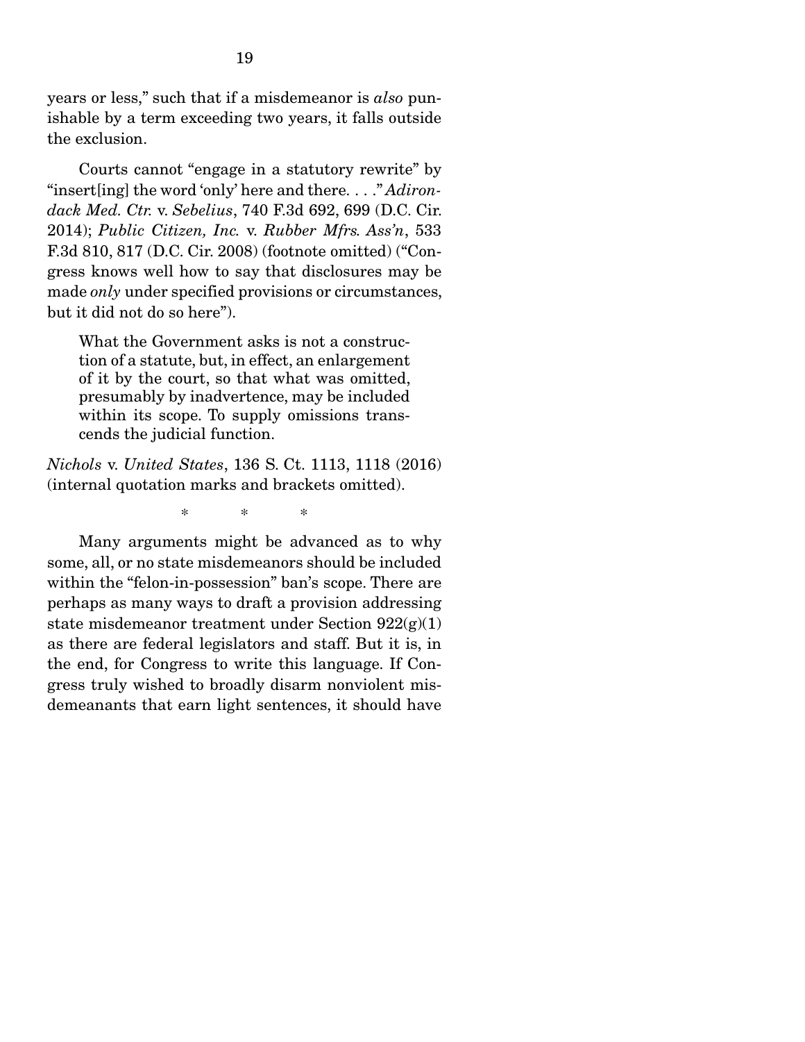years or less," such that if a misdemeanor is *also* punishable by a term exceeding two years, it falls outside the exclusion.

Courts cannot "engage in a statutory rewrite" by "insert[ing] the word 'only' here and there. . . ." *Adirondack Med. Ctr.* v. *Sebelius*, 740 F.3d 692, 699 (D.C. Cir. 2014); *Public Citizen, Inc.* v. *Rubber Mfrs. Ass'n*, 533 F.3d 810, 817 (D.C. Cir. 2008) (footnote omitted) ("Congress knows well how to say that disclosures may be made *only* under specified provisions or circumstances, but it did not do so here").

> What the Government asks is not a construction of a statute, but, in effect, an enlargement of it by the court, so that what was omitted, presumably by inadvertence, may be included within its scope. To supply omissions transcends the judicial function.

*Nichols* v. *United States*, 136 S. Ct. 1113, 1118 (2016) (internal quotation marks and brackets omitted).

\* \* \*

Many arguments might be advanced as to why some, all, or no state misdemeanors should be included within the "felon-in-possession" ban's scope. There are perhaps as many ways to draft a provision addressing state misdemeanor treatment under Section 922(g)(1) as there are federal legislators and staff. But it is, in the end, for Congress to write this language. If Congress truly wished to broadly disarm nonviolent misdemeanants that earn light sentences, it should have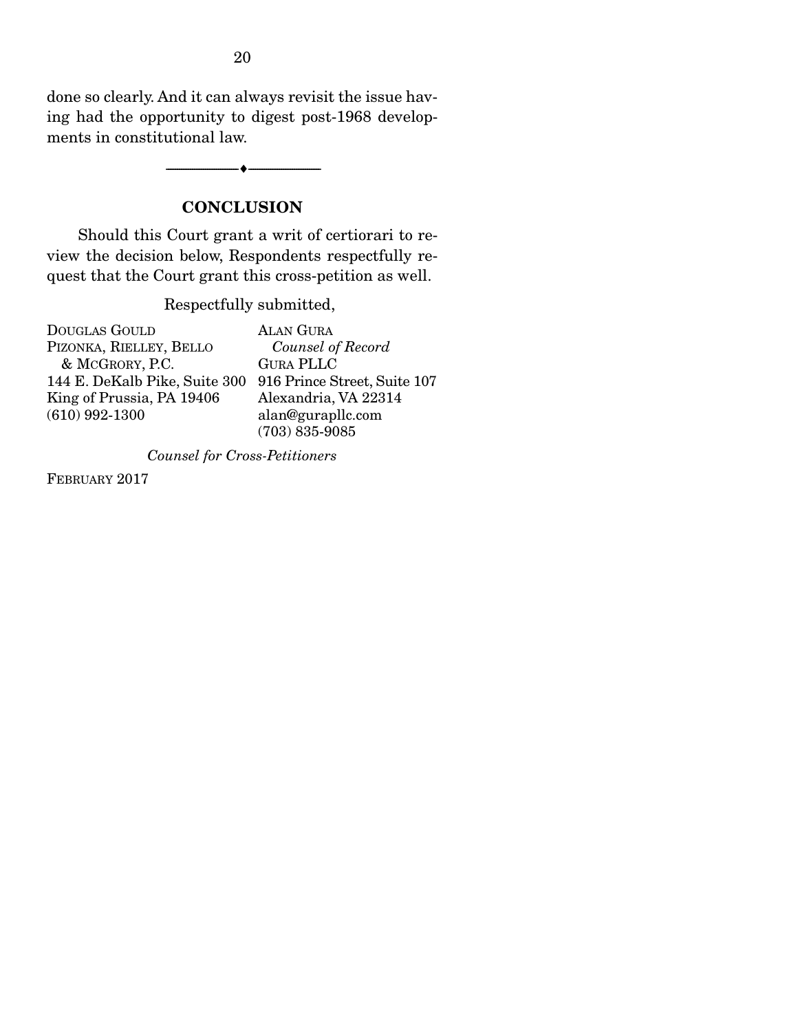done so clearly. And it can always revisit the issue having had the opportunity to digest post-1968 developments in constitutional law.

---

## CONCLUSION

Should this Court grant a writ of certiorari to review the decision below, Respondents respectfully request that the Court grant this cross-petition as well.

Respectfully submitted,

DOUGLAS GOULD
PIZONKA, RIELLEY, BELLO & MCGRORY, P.C.
144 E. DeKalb Pike, Suite 300
King of Prussia, PA 19406
(610) 992-1300

ALAN GURA
*Counsel of Record*
GURA PLLC
916 Prince Street, Suite 107
Alexandria, VA 22314
alan@gurapllc.com
(703) 835-9085

*Counsel for Cross-Petitioners*

FEBRUARY 2017